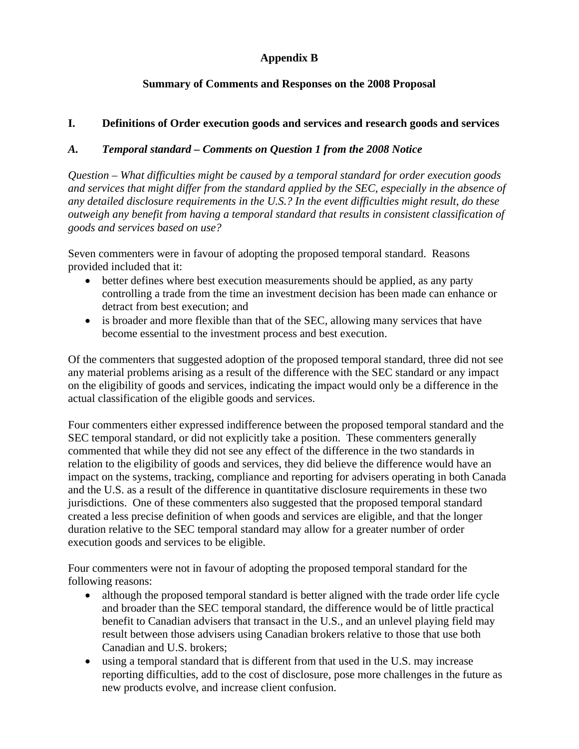# Appendix B

## Summary of Comments and Responses on the 2008 Proposal

## I. Definitions of Order execution goods and services and research goods and services

### *A. Temporal standard – Comments on Question 1 from the 2008 Notice*

*Question – What difficulties might be caused by a temporal standard for order execution goods and services that might differ from the standard applied by the SEC, especially in the absence of any detailed disclosure requirements in the U.S.? In the event difficulties might result, do these outweigh any benefit from having a temporal standard that results in consistent classification of goods and services based on use?*

Seven commenters were in favour of adopting the proposed temporal standard. Reasons provided included that it:

- better defines where best execution measurements should be applied, as any party controlling a trade from the time an investment decision has been made can enhance or detract from best execution; and
- is broader and more flexible than that of the SEC, allowing many services that have become essential to the investment process and best execution.

Of the commenters that suggested adoption of the proposed temporal standard, three did not see any material problems arising as a result of the difference with the SEC standard or any impact on the eligibility of goods and services, indicating the impact would only be a difference in the actual classification of the eligible goods and services.

Four commenters either expressed indifference between the proposed temporal standard and the SEC temporal standard, or did not explicitly take a position. These commenters generally commented that while they did not see any effect of the difference in the two standards in relation to the eligibility of goods and services, they did believe the difference would have an impact on the systems, tracking, compliance and reporting for advisers operating in both Canada and the U.S. as a result of the difference in quantitative disclosure requirements in these two jurisdictions. One of these commenters also suggested that the proposed temporal standard created a less precise definition of when goods and services are eligible, and that the longer duration relative to the SEC temporal standard may allow for a greater number of order execution goods and services to be eligible.

Four commenters were not in favour of adopting the proposed temporal standard for the following reasons:

- although the proposed temporal standard is better aligned with the trade order life cycle and broader than the SEC temporal standard, the difference would be of little practical benefit to Canadian advisers that transact in the U.S., and an unlevel playing field may result between those advisers using Canadian brokers relative to those that use both Canadian and U.S. brokers;
- using a temporal standard that is different from that used in the U.S. may increase reporting difficulties, add to the cost of disclosure, pose more challenges in the future as new products evolve, and increase client confusion.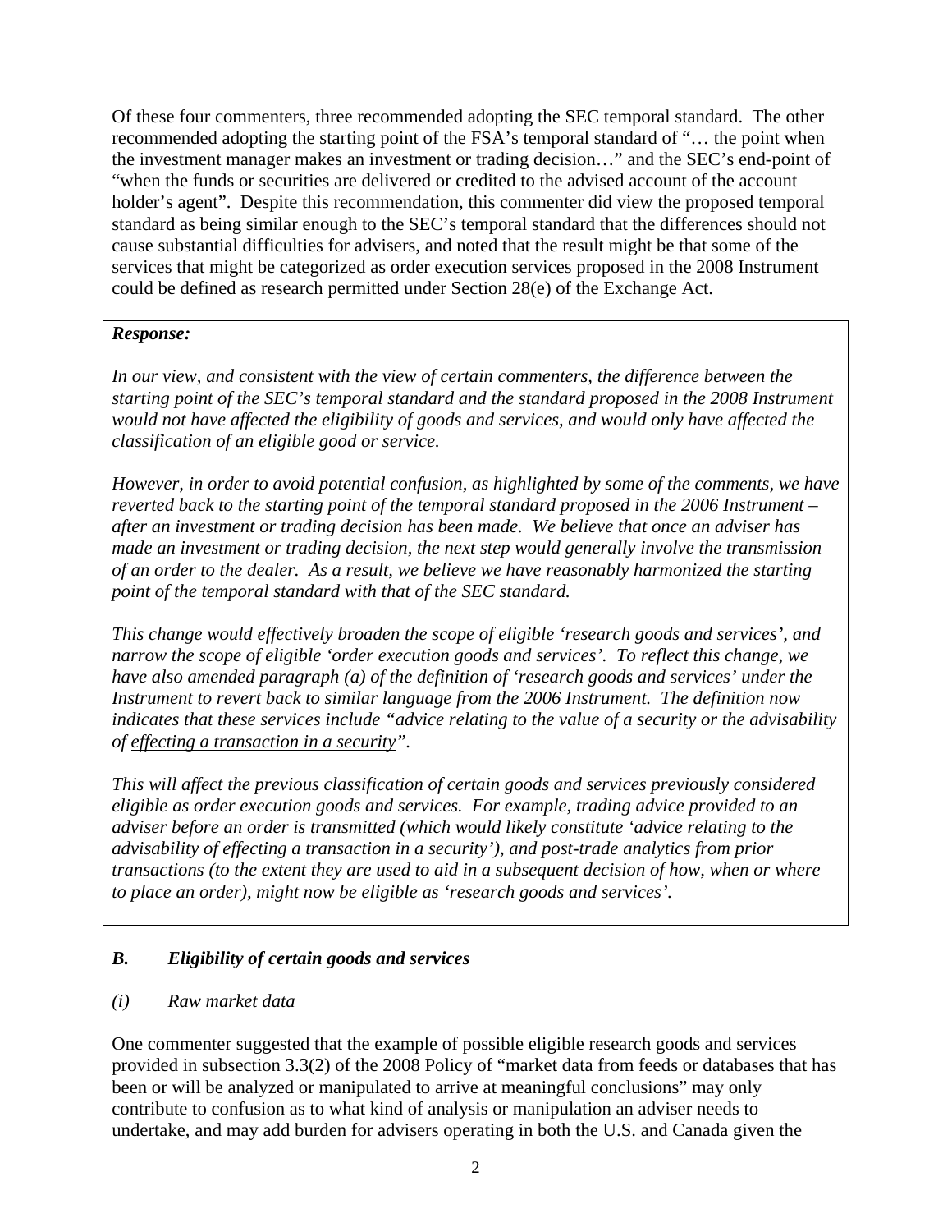Of these four commenters, three recommended adopting the SEC temporal standard. The other recommended adopting the starting point of the FSA's temporal standard of "… the point when the investment manager makes an investment or trading decision…" and the SEC's end-point of "when the funds or securities are delivered or credited to the advised account of the account holder's agent". Despite this recommendation, this commenter did view the proposed temporal standard as being similar enough to the SEC's temporal standard that the differences should not cause substantial difficulties for advisers, and noted that the result might be that some of the services that might be categorized as order execution services proposed in the 2008 Instrument could be defined as research permitted under Section 28(e) of the Exchange Act.

> ***Response:***
>
> *In our view, and consistent with the view of certain commenters, the difference between the starting point of the SEC's temporal standard and the standard proposed in the 2008 Instrument would not have affected the eligibility of goods and services, and would only have affected the classification of an eligible good or service.*
>
> *However, in order to avoid potential confusion, as highlighted by some of the comments, we have reverted back to the starting point of the temporal standard proposed in the 2006 Instrument – after an investment or trading decision has been made. We believe that once an adviser has made an investment or trading decision, the next step would generally involve the transmission of an order to the dealer. As a result, we believe we have reasonably harmonized the starting point of the temporal standard with that of the SEC standard.*
>
> *This change would effectively broaden the scope of eligible 'research goods and services', and narrow the scope of eligible 'order execution goods and services'. To reflect this change, we have also amended paragraph (a) of the definition of 'research goods and services' under the Instrument to revert back to similar language from the 2006 Instrument. The definition now indicates that these services include "advice relating to the value of a security or the advisability of <u>effecting a transaction in a security</u>".*
>
> *This will affect the previous classification of certain goods and services previously considered eligible as order execution goods and services. For example, trading advice provided to an adviser before an order is transmitted (which would likely constitute 'advice relating to the advisability of effecting a transaction in a security'), and post-trade analytics from prior transactions (to the extent they are used to aid in a subsequent decision of how, when or where to place an order), might now be eligible as 'research goods and services'.*

### *B. Eligibility of certain goods and services*

#### *(i) Raw market data*

One commenter suggested that the example of possible eligible research goods and services provided in subsection 3.3(2) of the 2008 Policy of "market data from feeds or databases that has been or will be analyzed or manipulated to arrive at meaningful conclusions" may only contribute to confusion as to what kind of analysis or manipulation an adviser needs to undertake, and may add burden for advisers operating in both the U.S. and Canada given the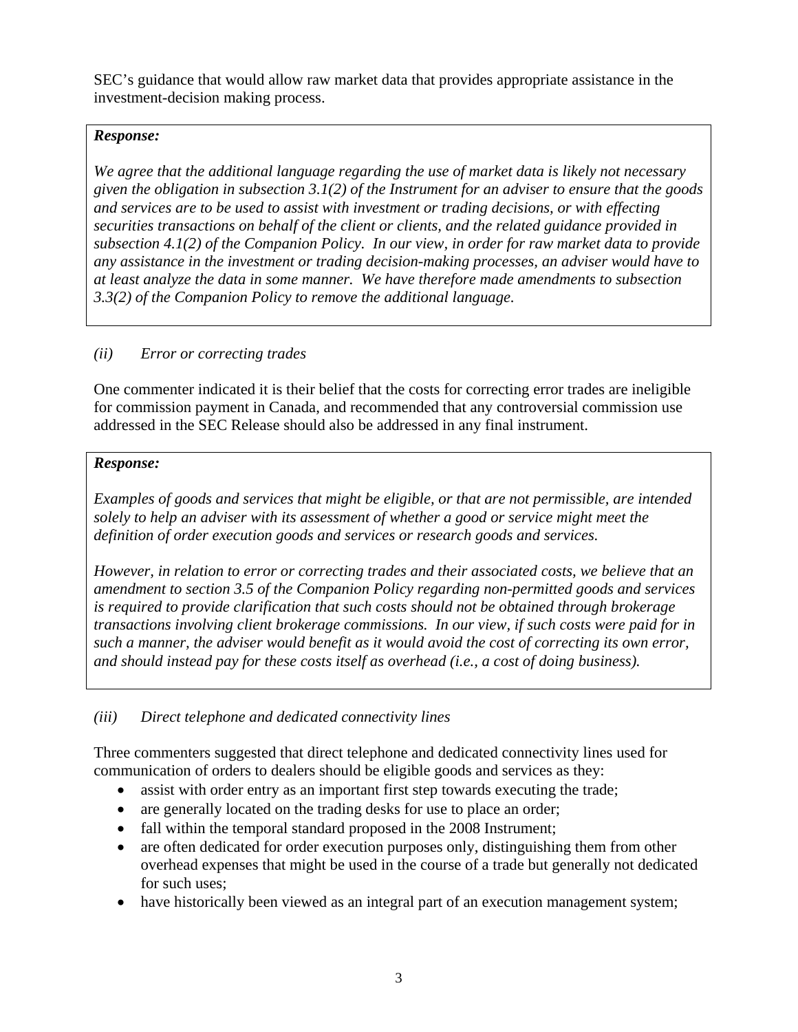SEC's guidance that would allow raw market data that provides appropriate assistance in the investment-decision making process.

***Response:***

*We agree that the additional language regarding the use of market data is likely not necessary given the obligation in subsection 3.1(2) of the Instrument for an adviser to ensure that the goods and services are to be used to assist with investment or trading decisions, or with effecting securities transactions on behalf of the client or clients, and the related guidance provided in subsection 4.1(2) of the Companion Policy. In our view, in order for raw market data to provide any assistance in the investment or trading decision-making processes, an adviser would have to at least analyze the data in some manner. We have therefore made amendments to subsection 3.3(2) of the Companion Policy to remove the additional language.*

*(ii) Error or correcting trades*

One commenter indicated it is their belief that the costs for correcting error trades are ineligible for commission payment in Canada, and recommended that any controversial commission use addressed in the SEC Release should also be addressed in any final instrument.

***Response:***

*Examples of goods and services that might be eligible, or that are not permissible, are intended solely to help an adviser with its assessment of whether a good or service might meet the definition of order execution goods and services or research goods and services.*

*However, in relation to error or correcting trades and their associated costs, we believe that an amendment to section 3.5 of the Companion Policy regarding non-permitted goods and services is required to provide clarification that such costs should not be obtained through brokerage transactions involving client brokerage commissions. In our view, if such costs were paid for in such a manner, the adviser would benefit as it would avoid the cost of correcting its own error, and should instead pay for these costs itself as overhead (i.e., a cost of doing business).*

*(iii) Direct telephone and dedicated connectivity lines*

Three commenters suggested that direct telephone and dedicated connectivity lines used for communication of orders to dealers should be eligible goods and services as they:

- assist with order entry as an important first step towards executing the trade;
- are generally located on the trading desks for use to place an order;
- fall within the temporal standard proposed in the 2008 Instrument;
- are often dedicated for order execution purposes only, distinguishing them from other overhead expenses that might be used in the course of a trade but generally not dedicated for such uses;
- have historically been viewed as an integral part of an execution management system;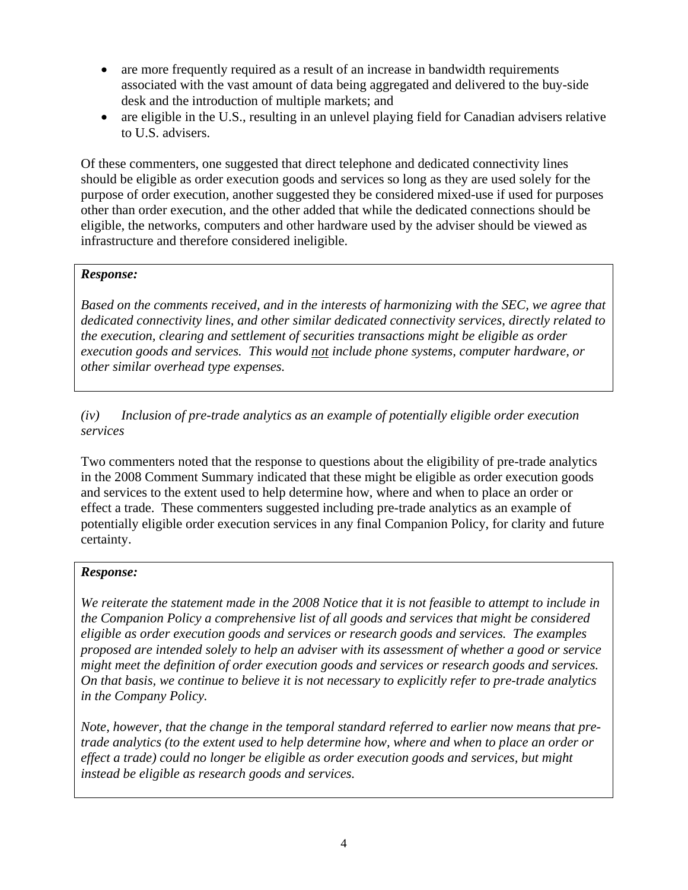- are more frequently required as a result of an increase in bandwidth requirements associated with the vast amount of data being aggregated and delivered to the buy-side desk and the introduction of multiple markets; and
- are eligible in the U.S., resulting in an unlevel playing field for Canadian advisers relative to U.S. advisers.

Of these commenters, one suggested that direct telephone and dedicated connectivity lines should be eligible as order execution goods and services so long as they are used solely for the purpose of order execution, another suggested they be considered mixed-use if used for purposes other than order execution, and the other added that while the dedicated connections should be eligible, the networks, computers and other hardware used by the adviser should be viewed as infrastructure and therefore considered ineligible.

> ***Response:***
>
> *Based on the comments received, and in the interests of harmonizing with the SEC, we agree that dedicated connectivity lines, and other similar dedicated connectivity services, directly related to the execution, clearing and settlement of securities transactions might be eligible as order execution goods and services. This would <u>not</u> include phone systems, computer hardware, or other similar overhead type expenses.*

*(iv) Inclusion of pre-trade analytics as an example of potentially eligible order execution services*

Two commenters noted that the response to questions about the eligibility of pre-trade analytics in the 2008 Comment Summary indicated that these might be eligible as order execution goods and services to the extent used to help determine how, where and when to place an order or effect a trade. These commenters suggested including pre-trade analytics as an example of potentially eligible order execution services in any final Companion Policy, for clarity and future certainty.

> ***Response:***
>
> *We reiterate the statement made in the 2008 Notice that it is not feasible to attempt to include in the Companion Policy a comprehensive list of all goods and services that might be considered eligible as order execution goods and services or research goods and services. The examples proposed are intended solely to help an adviser with its assessment of whether a good or service might meet the definition of order execution goods and services or research goods and services. On that basis, we continue to believe it is not necessary to explicitly refer to pre-trade analytics in the Company Policy.*
>
> *Note, however, that the change in the temporal standard referred to earlier now means that pre-trade analytics (to the extent used to help determine how, where and when to place an order or effect a trade) could no longer be eligible as order execution goods and services, but might instead be eligible as research goods and services.*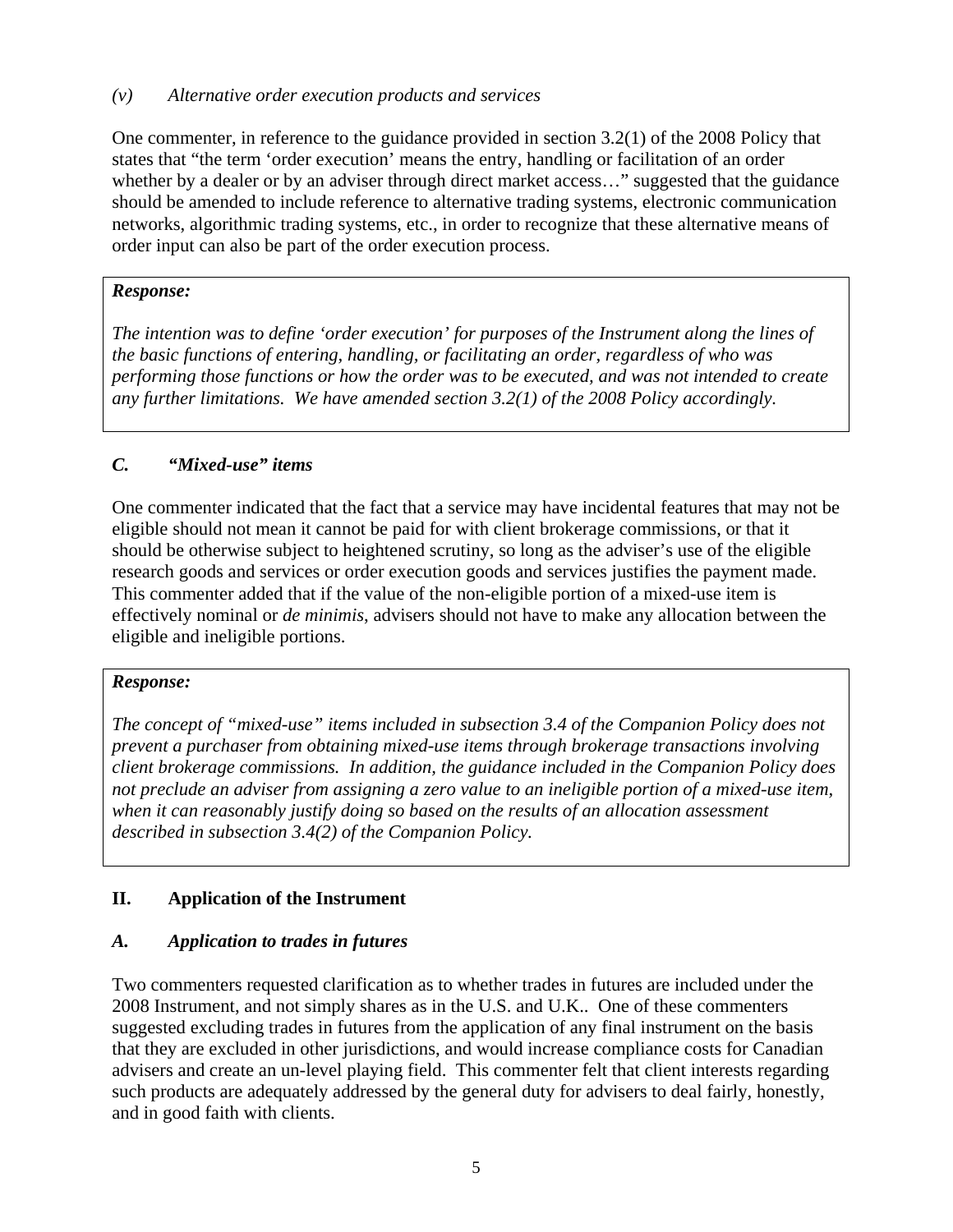### *(v) Alternative order execution products and services*

One commenter, in reference to the guidance provided in section 3.2(1) of the 2008 Policy that states that "the term 'order execution' means the entry, handling or facilitation of an order whether by a dealer or by an adviser through direct market access…" suggested that the guidance should be amended to include reference to alternative trading systems, electronic communication networks, algorithmic trading systems, etc., in order to recognize that these alternative means of order input can also be part of the order execution process.

> ***Response:***
>
> *The intention was to define 'order execution' for purposes of the Instrument along the lines of the basic functions of entering, handling, or facilitating an order, regardless of who was performing those functions or how the order was to be executed, and was not intended to create any further limitations. We have amended section 3.2(1) of the 2008 Policy accordingly.*

### ***C. "Mixed-use" items***

One commenter indicated that the fact that a service may have incidental features that may not be eligible should not mean it cannot be paid for with client brokerage commissions, or that it should be otherwise subject to heightened scrutiny, so long as the adviser's use of the eligible research goods and services or order execution goods and services justifies the payment made. This commenter added that if the value of the non-eligible portion of a mixed-use item is effectively nominal or *de minimis*, advisers should not have to make any allocation between the eligible and ineligible portions.

> ***Response:***
>
> *The concept of "mixed-use" items included in subsection 3.4 of the Companion Policy does not prevent a purchaser from obtaining mixed-use items through brokerage transactions involving client brokerage commissions. In addition, the guidance included in the Companion Policy does not preclude an adviser from assigning a zero value to an ineligible portion of a mixed-use item, when it can reasonably justify doing so based on the results of an allocation assessment described in subsection 3.4(2) of the Companion Policy.*

## **II. Application of the Instrument**

### ***A. Application to trades in futures***

Two commenters requested clarification as to whether trades in futures are included under the 2008 Instrument, and not simply shares as in the U.S. and U.K.. One of these commenters suggested excluding trades in futures from the application of any final instrument on the basis that they are excluded in other jurisdictions, and would increase compliance costs for Canadian advisers and create an un-level playing field. This commenter felt that client interests regarding such products are adequately addressed by the general duty for advisers to deal fairly, honestly, and in good faith with clients.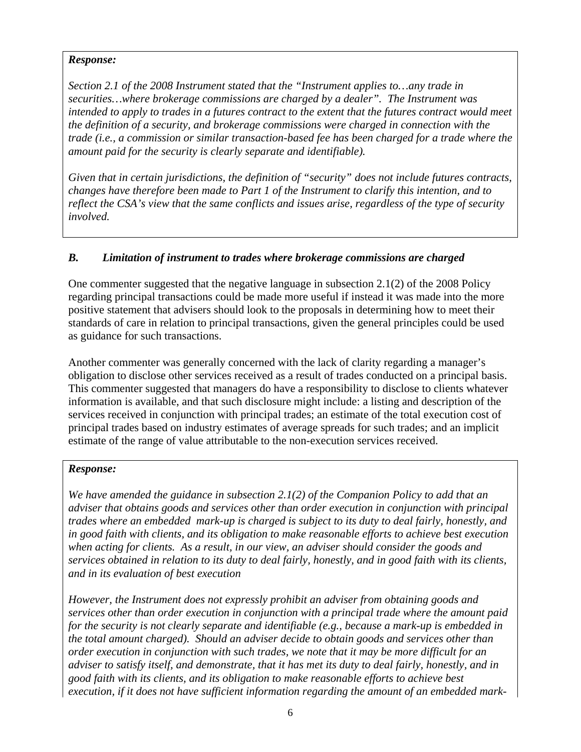***Response:***

*Section 2.1 of the 2008 Instrument stated that the "Instrument applies to…any trade in securities…where brokerage commissions are charged by a dealer". The Instrument was intended to apply to trades in a futures contract to the extent that the futures contract would meet the definition of a security, and brokerage commissions were charged in connection with the trade (i.e., a commission or similar transaction-based fee has been charged for a trade where the amount paid for the security is clearly separate and identifiable).*

*Given that in certain jurisdictions, the definition of "security" does not include futures contracts, changes have therefore been made to Part 1 of the Instrument to clarify this intention, and to reflect the CSA's view that the same conflicts and issues arise, regardless of the type of security involved.*

### *B. Limitation of instrument to trades where brokerage commissions are charged*

One commenter suggested that the negative language in subsection 2.1(2) of the 2008 Policy regarding principal transactions could be made more useful if instead it was made into the more positive statement that advisers should look to the proposals in determining how to meet their standards of care in relation to principal transactions, given the general principles could be used as guidance for such transactions.

Another commenter was generally concerned with the lack of clarity regarding a manager's obligation to disclose other services received as a result of trades conducted on a principal basis. This commenter suggested that managers do have a responsibility to disclose to clients whatever information is available, and that such disclosure might include: a listing and description of the services received in conjunction with principal trades; an estimate of the total execution cost of principal trades based on industry estimates of average spreads for such trades; and an implicit estimate of the range of value attributable to the non-execution services received.

***Response:***

*We have amended the guidance in subsection 2.1(2) of the Companion Policy to add that an adviser that obtains goods and services other than order execution in conjunction with principal trades where an embedded mark-up is charged is subject to its duty to deal fairly, honestly, and in good faith with clients, and its obligation to make reasonable efforts to achieve best execution when acting for clients. As a result, in our view, an adviser should consider the goods and services obtained in relation to its duty to deal fairly, honestly, and in good faith with its clients, and in its evaluation of best execution*

*However, the Instrument does not expressly prohibit an adviser from obtaining goods and services other than order execution in conjunction with a principal trade where the amount paid for the security is not clearly separate and identifiable (e.g., because a mark-up is embedded in the total amount charged). Should an adviser decide to obtain goods and services other than order execution in conjunction with such trades, we note that it may be more difficult for an adviser to satisfy itself, and demonstrate, that it has met its duty to deal fairly, honestly, and in good faith with its clients, and its obligation to make reasonable efforts to achieve best execution, if it does not have sufficient information regarding the amount of an embedded mark-*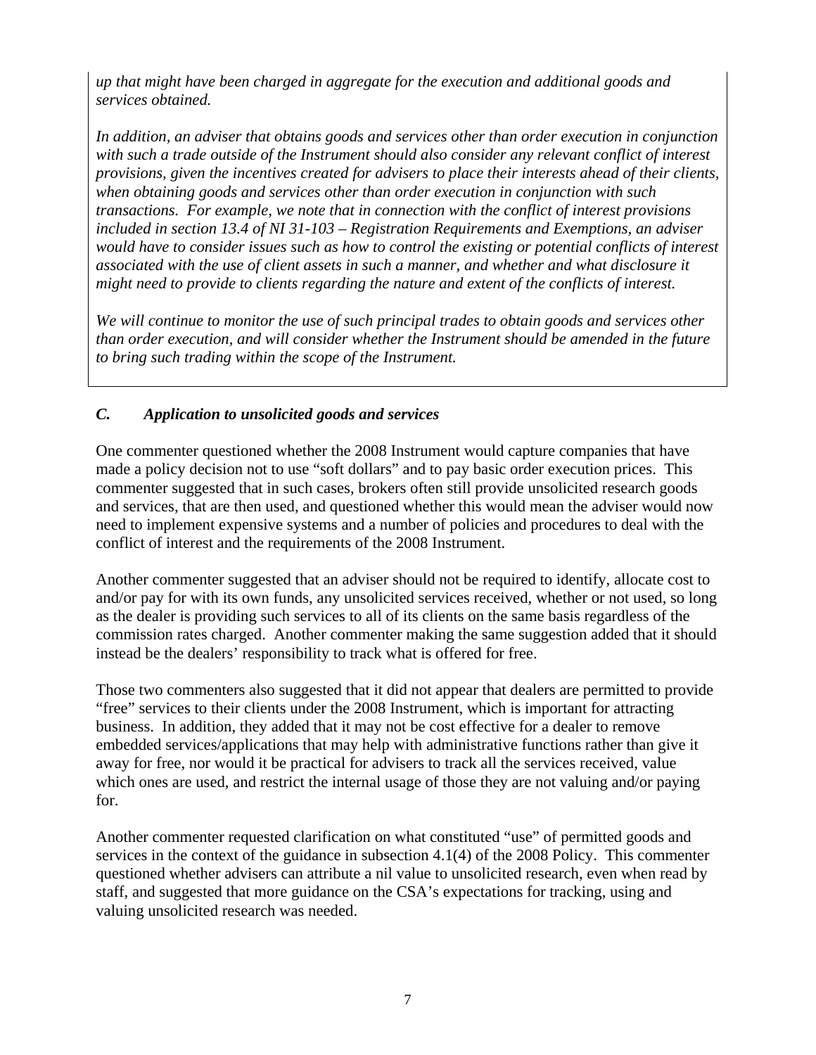*up that might have been charged in aggregate for the execution and additional goods and services obtained.*

*In addition, an adviser that obtains goods and services other than order execution in conjunction with such a trade outside of the Instrument should also consider any relevant conflict of interest provisions, given the incentives created for advisers to place their interests ahead of their clients, when obtaining goods and services other than order execution in conjunction with such transactions. For example, we note that in connection with the conflict of interest provisions included in section 13.4 of NI 31-103 – Registration Requirements and Exemptions, an adviser would have to consider issues such as how to control the existing or potential conflicts of interest associated with the use of client assets in such a manner, and whether and what disclosure it might need to provide to clients regarding the nature and extent of the conflicts of interest.*

*We will continue to monitor the use of such principal trades to obtain goods and services other than order execution, and will consider whether the Instrument should be amended in the future to bring such trading within the scope of the Instrument.*

### *C. Application to unsolicited goods and services*

One commenter questioned whether the 2008 Instrument would capture companies that have made a policy decision not to use "soft dollars" and to pay basic order execution prices. This commenter suggested that in such cases, brokers often still provide unsolicited research goods and services, that are then used, and questioned whether this would mean the adviser would now need to implement expensive systems and a number of policies and procedures to deal with the conflict of interest and the requirements of the 2008 Instrument.

Another commenter suggested that an adviser should not be required to identify, allocate cost to and/or pay for with its own funds, any unsolicited services received, whether or not used, so long as the dealer is providing such services to all of its clients on the same basis regardless of the commission rates charged. Another commenter making the same suggestion added that it should instead be the dealers' responsibility to track what is offered for free.

Those two commenters also suggested that it did not appear that dealers are permitted to provide "free" services to their clients under the 2008 Instrument, which is important for attracting business. In addition, they added that it may not be cost effective for a dealer to remove embedded services/applications that may help with administrative functions rather than give it away for free, nor would it be practical for advisers to track all the services received, value which ones are used, and restrict the internal usage of those they are not valuing and/or paying for.

Another commenter requested clarification on what constituted "use" of permitted goods and services in the context of the guidance in subsection 4.1(4) of the 2008 Policy. This commenter questioned whether advisers can attribute a nil value to unsolicited research, even when read by staff, and suggested that more guidance on the CSA's expectations for tracking, using and valuing unsolicited research was needed.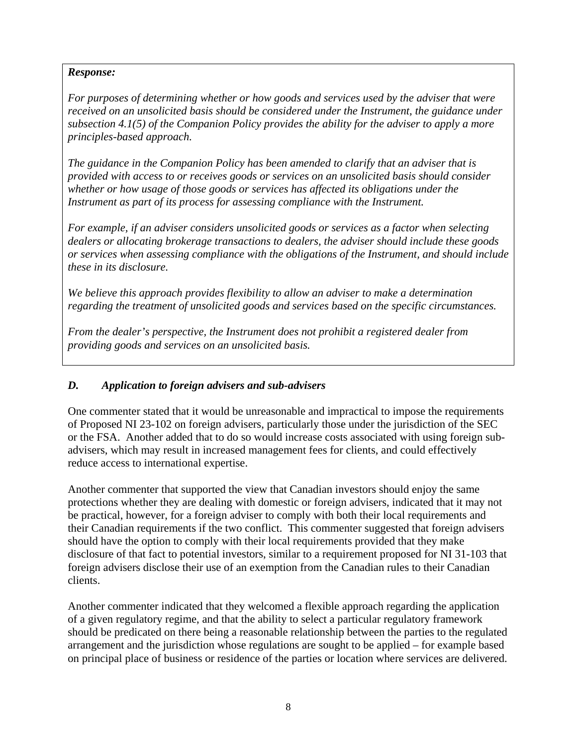***Response:***

*For purposes of determining whether or how goods and services used by the adviser that were received on an unsolicited basis should be considered under the Instrument, the guidance under subsection 4.1(5) of the Companion Policy provides the ability for the adviser to apply a more principles-based approach.*

*The guidance in the Companion Policy has been amended to clarify that an adviser that is provided with access to or receives goods or services on an unsolicited basis should consider whether or how usage of those goods or services has affected its obligations under the Instrument as part of its process for assessing compliance with the Instrument.*

*For example, if an adviser considers unsolicited goods or services as a factor when selecting dealers or allocating brokerage transactions to dealers, the adviser should include these goods or services when assessing compliance with the obligations of the Instrument, and should include these in its disclosure.*

*We believe this approach provides flexibility to allow an adviser to make a determination regarding the treatment of unsolicited goods and services based on the specific circumstances.*

*From the dealer's perspective, the Instrument does not prohibit a registered dealer from providing goods and services on an unsolicited basis.*

### *D. Application to foreign advisers and sub-advisers*

One commenter stated that it would be unreasonable and impractical to impose the requirements of Proposed NI 23-102 on foreign advisers, particularly those under the jurisdiction of the SEC or the FSA. Another added that to do so would increase costs associated with using foreign sub-advisers, which may result in increased management fees for clients, and could effectively reduce access to international expertise.

Another commenter that supported the view that Canadian investors should enjoy the same protections whether they are dealing with domestic or foreign advisers, indicated that it may not be practical, however, for a foreign adviser to comply with both their local requirements and their Canadian requirements if the two conflict. This commenter suggested that foreign advisers should have the option to comply with their local requirements provided that they make disclosure of that fact to potential investors, similar to a requirement proposed for NI 31-103 that foreign advisers disclose their use of an exemption from the Canadian rules to their Canadian clients.

Another commenter indicated that they welcomed a flexible approach regarding the application of a given regulatory regime, and that the ability to select a particular regulatory framework should be predicated on there being a reasonable relationship between the parties to the regulated arrangement and the jurisdiction whose regulations are sought to be applied – for example based on principal place of business or residence of the parties or location where services are delivered.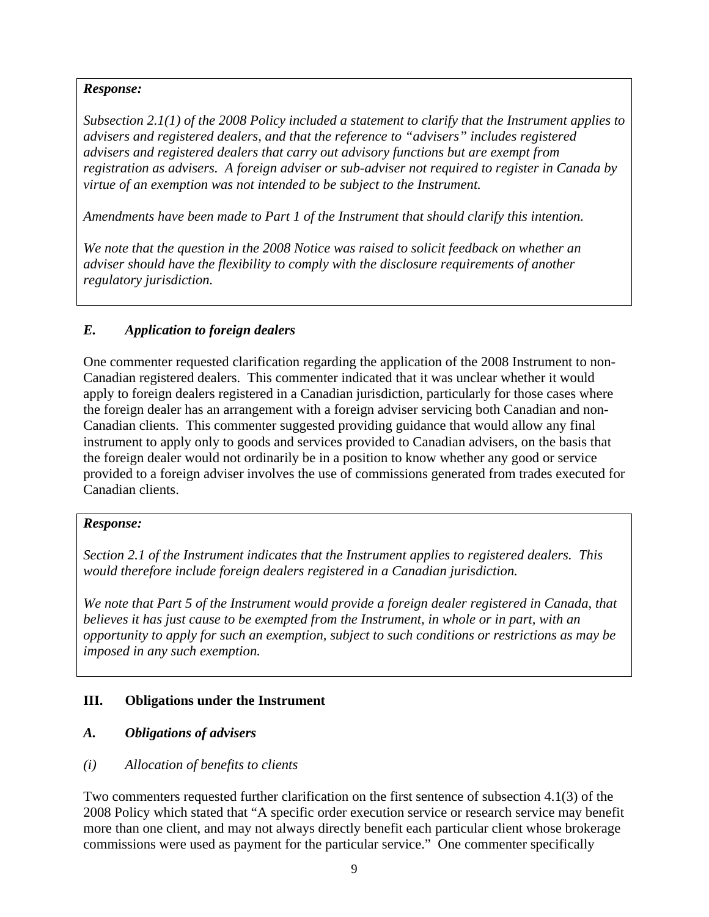***Response:***

*Subsection 2.1(1) of the 2008 Policy included a statement to clarify that the Instrument applies to advisers and registered dealers, and that the reference to "advisers" includes registered advisers and registered dealers that carry out advisory functions but are exempt from registration as advisers. A foreign adviser or sub-adviser not required to register in Canada by virtue of an exemption was not intended to be subject to the Instrument.*

*Amendments have been made to Part 1 of the Instrument that should clarify this intention.*

*We note that the question in the 2008 Notice was raised to solicit feedback on whether an adviser should have the flexibility to comply with the disclosure requirements of another regulatory jurisdiction.*

### *E. Application to foreign dealers*

One commenter requested clarification regarding the application of the 2008 Instrument to non-Canadian registered dealers. This commenter indicated that it was unclear whether it would apply to foreign dealers registered in a Canadian jurisdiction, particularly for those cases where the foreign dealer has an arrangement with a foreign adviser servicing both Canadian and non-Canadian clients. This commenter suggested providing guidance that would allow any final instrument to apply only to goods and services provided to Canadian advisers, on the basis that the foreign dealer would not ordinarily be in a position to know whether any good or service provided to a foreign adviser involves the use of commissions generated from trades executed for Canadian clients.

***Response:***

*Section 2.1 of the Instrument indicates that the Instrument applies to registered dealers. This would therefore include foreign dealers registered in a Canadian jurisdiction.*

*We note that Part 5 of the Instrument would provide a foreign dealer registered in Canada, that believes it has just cause to be exempted from the Instrument, in whole or in part, with an opportunity to apply for such an exemption, subject to such conditions or restrictions as may be imposed in any such exemption.*

## III. Obligations under the Instrument

### *A. Obligations of advisers*

#### *(i) Allocation of benefits to clients*

Two commenters requested further clarification on the first sentence of subsection 4.1(3) of the 2008 Policy which stated that "A specific order execution service or research service may benefit more than one client, and may not always directly benefit each particular client whose brokerage commissions were used as payment for the particular service." One commenter specifically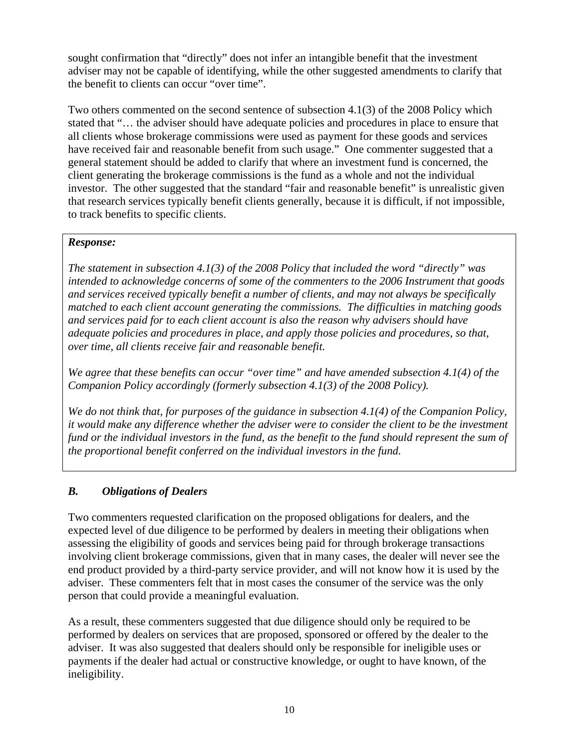sought confirmation that "directly" does not infer an intangible benefit that the investment adviser may not be capable of identifying, while the other suggested amendments to clarify that the benefit to clients can occur "over time".

Two others commented on the second sentence of subsection 4.1(3) of the 2008 Policy which stated that "… the adviser should have adequate policies and procedures in place to ensure that all clients whose brokerage commissions were used as payment for these goods and services have received fair and reasonable benefit from such usage." One commenter suggested that a general statement should be added to clarify that where an investment fund is concerned, the client generating the brokerage commissions is the fund as a whole and not the individual investor. The other suggested that the standard "fair and reasonable benefit" is unrealistic given that research services typically benefit clients generally, because it is difficult, if not impossible, to track benefits to specific clients.

> ***Response:***
>
> *The statement in subsection 4.1(3) of the 2008 Policy that included the word "directly" was intended to acknowledge concerns of some of the commenters to the 2006 Instrument that goods and services received typically benefit a number of clients, and may not always be specifically matched to each client account generating the commissions. The difficulties in matching goods and services paid for to each client account is also the reason why advisers should have adequate policies and procedures in place, and apply those policies and procedures, so that, over time, all clients receive fair and reasonable benefit.*
>
> *We agree that these benefits can occur "over time" and have amended subsection 4.1(4) of the Companion Policy accordingly (formerly subsection 4.1(3) of the 2008 Policy).*
>
> *We do not think that, for purposes of the guidance in subsection 4.1(4) of the Companion Policy, it would make any difference whether the adviser were to consider the client to be the investment fund or the individual investors in the fund, as the benefit to the fund should represent the sum of the proportional benefit conferred on the individual investors in the fund.*

### *B. Obligations of Dealers*

Two commenters requested clarification on the proposed obligations for dealers, and the expected level of due diligence to be performed by dealers in meeting their obligations when assessing the eligibility of goods and services being paid for through brokerage transactions involving client brokerage commissions, given that in many cases, the dealer will never see the end product provided by a third-party service provider, and will not know how it is used by the adviser. These commenters felt that in most cases the consumer of the service was the only person that could provide a meaningful evaluation.

As a result, these commenters suggested that due diligence should only be required to be performed by dealers on services that are proposed, sponsored or offered by the dealer to the adviser. It was also suggested that dealers should only be responsible for ineligible uses or payments if the dealer had actual or constructive knowledge, or ought to have known, of the ineligibility.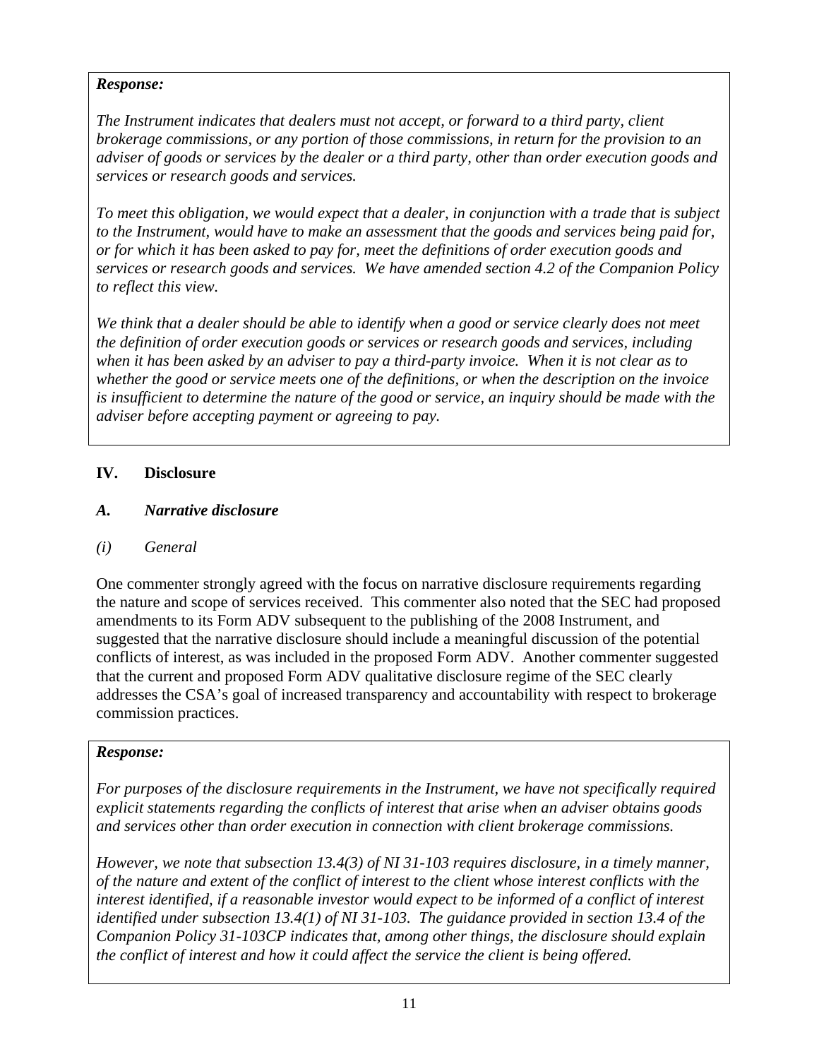***Response:***

*The Instrument indicates that dealers must not accept, or forward to a third party, client brokerage commissions, or any portion of those commissions, in return for the provision to an adviser of goods or services by the dealer or a third party, other than order execution goods and services or research goods and services.*

*To meet this obligation, we would expect that a dealer, in conjunction with a trade that is subject to the Instrument, would have to make an assessment that the goods and services being paid for, or for which it has been asked to pay for, meet the definitions of order execution goods and services or research goods and services. We have amended section 4.2 of the Companion Policy to reflect this view.*

*We think that a dealer should be able to identify when a good or service clearly does not meet the definition of order execution goods or services or research goods and services, including when it has been asked by an adviser to pay a third-party invoice. When it is not clear as to whether the good or service meets one of the definitions, or when the description on the invoice is insufficient to determine the nature of the good or service, an inquiry should be made with the adviser before accepting payment or agreeing to pay.*

## IV. Disclosure

### *A. Narrative disclosure*

#### *(i) General*

One commenter strongly agreed with the focus on narrative disclosure requirements regarding the nature and scope of services received. This commenter also noted that the SEC had proposed amendments to its Form ADV subsequent to the publishing of the 2008 Instrument, and suggested that the narrative disclosure should include a meaningful discussion of the potential conflicts of interest, as was included in the proposed Form ADV. Another commenter suggested that the current and proposed Form ADV qualitative disclosure regime of the SEC clearly addresses the CSA's goal of increased transparency and accountability with respect to brokerage commission practices.

***Response:***

*For purposes of the disclosure requirements in the Instrument, we have not specifically required explicit statements regarding the conflicts of interest that arise when an adviser obtains goods and services other than order execution in connection with client brokerage commissions.*

*However, we note that subsection 13.4(3) of NI 31-103 requires disclosure, in a timely manner, of the nature and extent of the conflict of interest to the client whose interest conflicts with the interest identified, if a reasonable investor would expect to be informed of a conflict of interest identified under subsection 13.4(1) of NI 31-103. The guidance provided in section 13.4 of the Companion Policy 31-103CP indicates that, among other things, the disclosure should explain the conflict of interest and how it could affect the service the client is being offered.*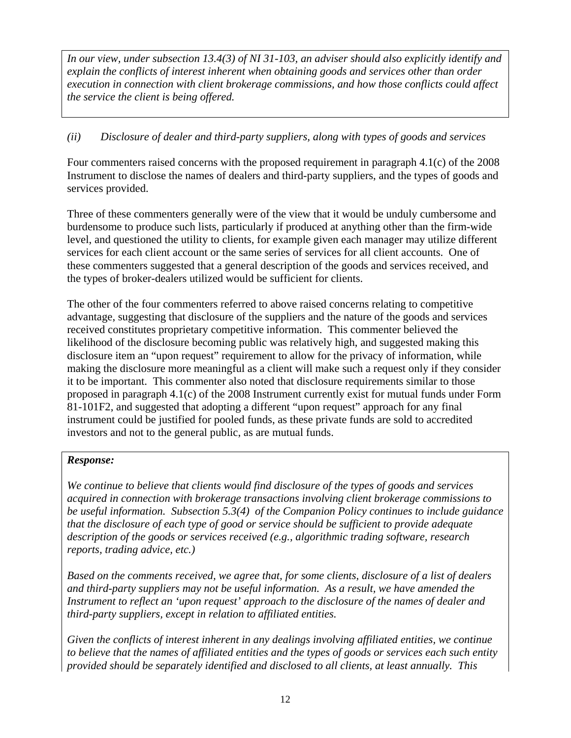*In our view, under subsection 13.4(3) of NI 31-103, an adviser should also explicitly identify and explain the conflicts of interest inherent when obtaining goods and services other than order execution in connection with client brokerage commissions, and how those conflicts could affect the service the client is being offered.*

*(ii) Disclosure of dealer and third-party suppliers, along with types of goods and services*

Four commenters raised concerns with the proposed requirement in paragraph 4.1(c) of the 2008 Instrument to disclose the names of dealers and third-party suppliers, and the types of goods and services provided.

Three of these commenters generally were of the view that it would be unduly cumbersome and burdensome to produce such lists, particularly if produced at anything other than the firm-wide level, and questioned the utility to clients, for example given each manager may utilize different services for each client account or the same series of services for all client accounts. One of these commenters suggested that a general description of the goods and services received, and the types of broker-dealers utilized would be sufficient for clients.

The other of the four commenters referred to above raised concerns relating to competitive advantage, suggesting that disclosure of the suppliers and the nature of the goods and services received constitutes proprietary competitive information. This commenter believed the likelihood of the disclosure becoming public was relatively high, and suggested making this disclosure item an "upon request" requirement to allow for the privacy of information, while making the disclosure more meaningful as a client will make such a request only if they consider it to be important. This commenter also noted that disclosure requirements similar to those proposed in paragraph 4.1(c) of the 2008 Instrument currently exist for mutual funds under Form 81-101F2, and suggested that adopting a different "upon request" approach for any final instrument could be justified for pooled funds, as these private funds are sold to accredited investors and not to the general public, as are mutual funds.

***Response:***

*We continue to believe that clients would find disclosure of the types of goods and services acquired in connection with brokerage transactions involving client brokerage commissions to be useful information. Subsection 5.3(4) of the Companion Policy continues to include guidance that the disclosure of each type of good or service should be sufficient to provide adequate description of the goods or services received (e.g., algorithmic trading software, research reports, trading advice, etc.)*

*Based on the comments received, we agree that, for some clients, disclosure of a list of dealers and third-party suppliers may not be useful information. As a result, we have amended the Instrument to reflect an 'upon request' approach to the disclosure of the names of dealer and third-party suppliers, except in relation to affiliated entities.*

*Given the conflicts of interest inherent in any dealings involving affiliated entities, we continue to believe that the names of affiliated entities and the types of goods or services each such entity provided should be separately identified and disclosed to all clients, at least annually. This*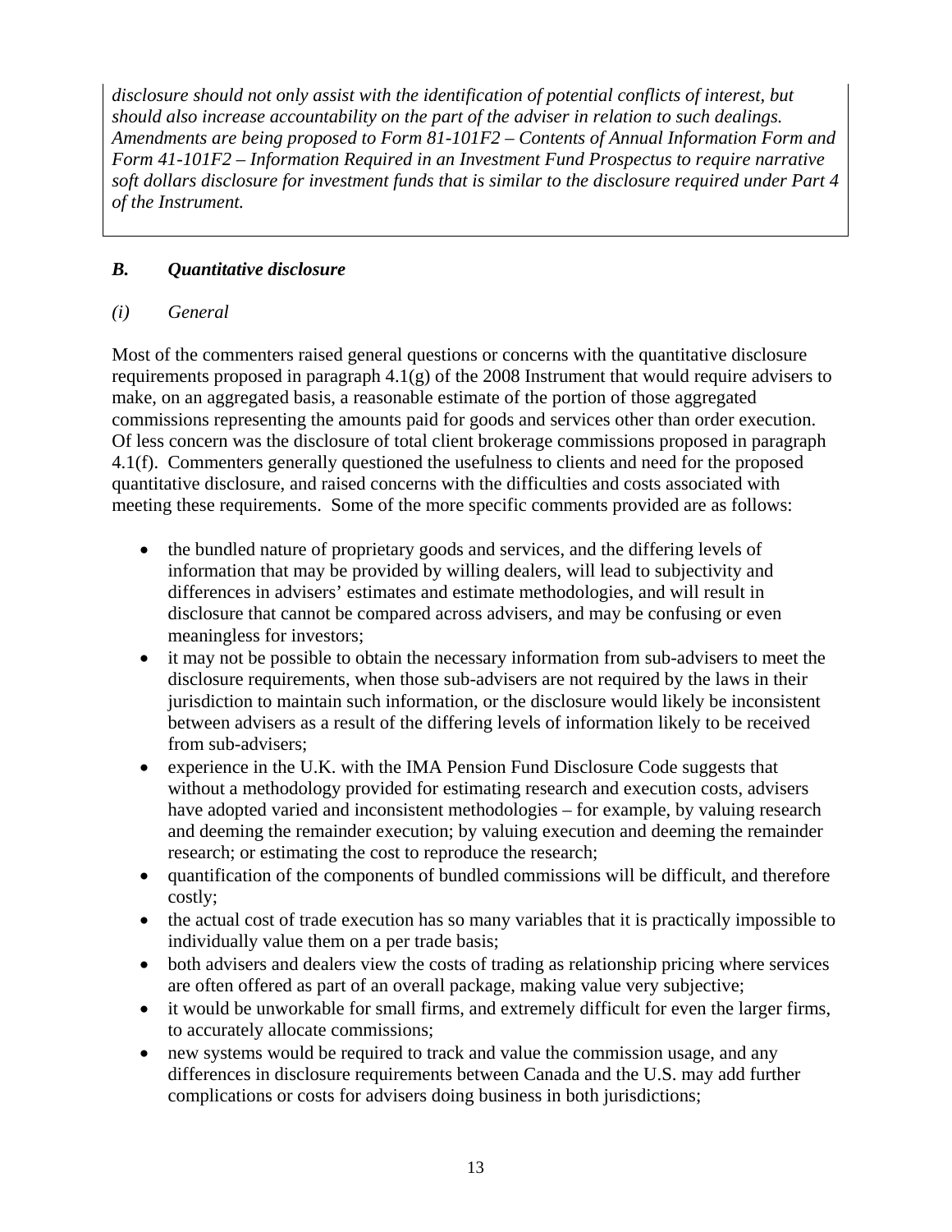*disclosure should not only assist with the identification of potential conflicts of interest, but should also increase accountability on the part of the adviser in relation to such dealings. Amendments are being proposed to Form 81-101F2 – Contents of Annual Information Form and Form 41-101F2 – Information Required in an Investment Fund Prospectus to require narrative soft dollars disclosure for investment funds that is similar to the disclosure required under Part 4 of the Instrument.*

### *B. Quantitative disclosure*

#### *(i) General*

Most of the commenters raised general questions or concerns with the quantitative disclosure requirements proposed in paragraph 4.1(g) of the 2008 Instrument that would require advisers to make, on an aggregated basis, a reasonable estimate of the portion of those aggregated commissions representing the amounts paid for goods and services other than order execution. Of less concern was the disclosure of total client brokerage commissions proposed in paragraph 4.1(f). Commenters generally questioned the usefulness to clients and need for the proposed quantitative disclosure, and raised concerns with the difficulties and costs associated with meeting these requirements. Some of the more specific comments provided are as follows:

- the bundled nature of proprietary goods and services, and the differing levels of information that may be provided by willing dealers, will lead to subjectivity and differences in advisers' estimates and estimate methodologies, and will result in disclosure that cannot be compared across advisers, and may be confusing or even meaningless for investors;
- it may not be possible to obtain the necessary information from sub-advisers to meet the disclosure requirements, when those sub-advisers are not required by the laws in their jurisdiction to maintain such information, or the disclosure would likely be inconsistent between advisers as a result of the differing levels of information likely to be received from sub-advisers;
- experience in the U.K. with the IMA Pension Fund Disclosure Code suggests that without a methodology provided for estimating research and execution costs, advisers have adopted varied and inconsistent methodologies – for example, by valuing research and deeming the remainder execution; by valuing execution and deeming the remainder research; or estimating the cost to reproduce the research;
- quantification of the components of bundled commissions will be difficult, and therefore costly;
- the actual cost of trade execution has so many variables that it is practically impossible to individually value them on a per trade basis;
- both advisers and dealers view the costs of trading as relationship pricing where services are often offered as part of an overall package, making value very subjective;
- it would be unworkable for small firms, and extremely difficult for even the larger firms, to accurately allocate commissions;
- new systems would be required to track and value the commission usage, and any differences in disclosure requirements between Canada and the U.S. may add further complications or costs for advisers doing business in both jurisdictions;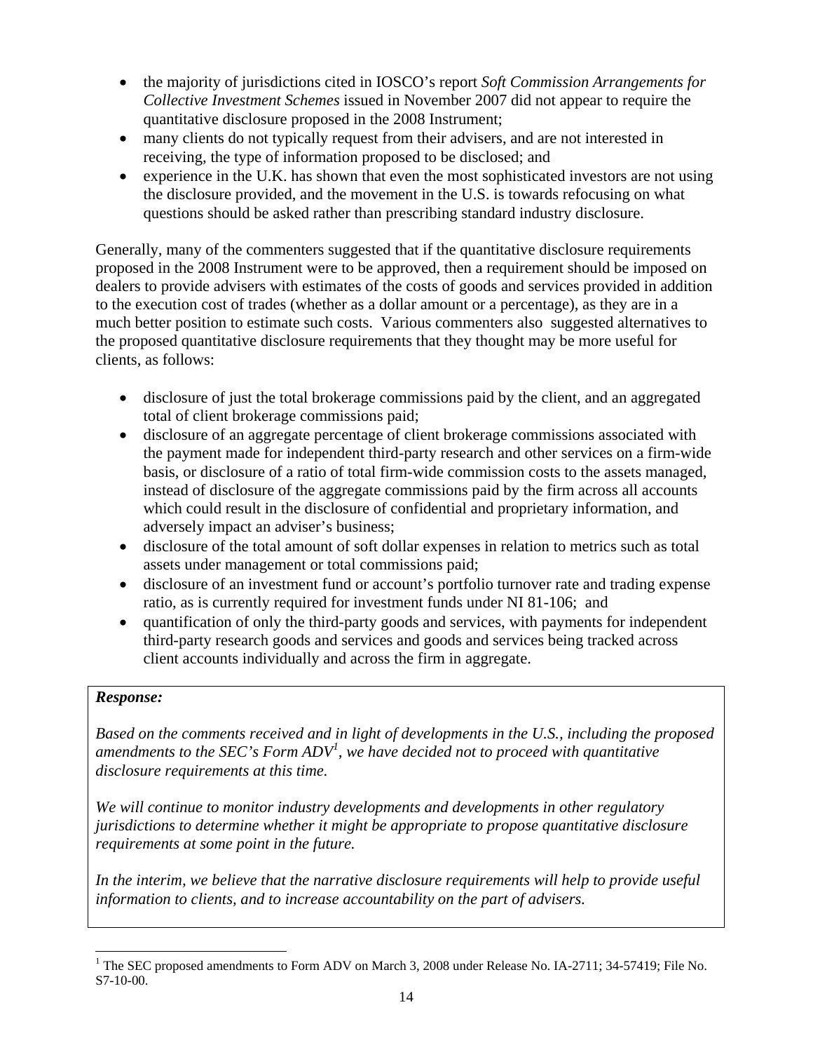- the majority of jurisdictions cited in IOSCO's report *Soft Commission Arrangements for Collective Investment Schemes* issued in November 2007 did not appear to require the quantitative disclosure proposed in the 2008 Instrument;
- many clients do not typically request from their advisers, and are not interested in receiving, the type of information proposed to be disclosed; and
- experience in the U.K. has shown that even the most sophisticated investors are not using the disclosure provided, and the movement in the U.S. is towards refocusing on what questions should be asked rather than prescribing standard industry disclosure.

Generally, many of the commenters suggested that if the quantitative disclosure requirements proposed in the 2008 Instrument were to be approved, then a requirement should be imposed on dealers to provide advisers with estimates of the costs of goods and services provided in addition to the execution cost of trades (whether as a dollar amount or a percentage), as they are in a much better position to estimate such costs. Various commenters also suggested alternatives to the proposed quantitative disclosure requirements that they thought may be more useful for clients, as follows:

- disclosure of just the total brokerage commissions paid by the client, and an aggregated total of client brokerage commissions paid;
- disclosure of an aggregate percentage of client brokerage commissions associated with the payment made for independent third-party research and other services on a firm-wide basis, or disclosure of a ratio of total firm-wide commission costs to the assets managed, instead of disclosure of the aggregate commissions paid by the firm across all accounts which could result in the disclosure of confidential and proprietary information, and adversely impact an adviser's business;
- disclosure of the total amount of soft dollar expenses in relation to metrics such as total assets under management or total commissions paid;
- disclosure of an investment fund or account's portfolio turnover rate and trading expense ratio, as is currently required for investment funds under NI 81-106; and
- quantification of only the third-party goods and services, with payments for independent third-party research goods and services and goods and services being tracked across client accounts individually and across the firm in aggregate.

***Response:***

*Based on the comments received and in light of developments in the U.S., including the proposed amendments to the SEC's Form ADV*[1]*, we have decided not to proceed with quantitative disclosure requirements at this time.*

*We will continue to monitor industry developments and developments in other regulatory jurisdictions to determine whether it might be appropriate to propose quantitative disclosure requirements at some point in the future.*

*In the interim, we believe that the narrative disclosure requirements will help to provide useful information to clients, and to increase accountability on the part of advisers.*

[1] The SEC proposed amendments to Form ADV on March 3, 2008 under Release No. IA-2711; 34-57419; File No. S7-10-00.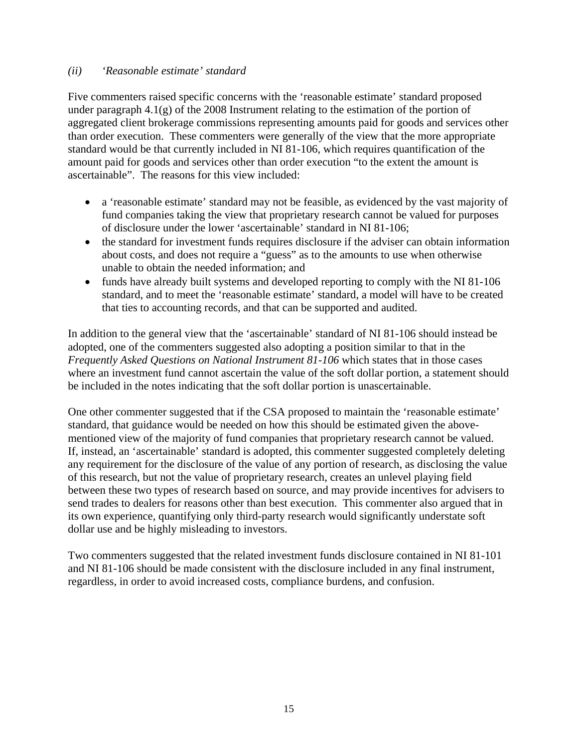*(ii) ‘Reasonable estimate’ standard*

Five commenters raised specific concerns with the ‘reasonable estimate’ standard proposed under paragraph 4.1(g) of the 2008 Instrument relating to the estimation of the portion of aggregated client brokerage commissions representing amounts paid for goods and services other than order execution. These commenters were generally of the view that the more appropriate standard would be that currently included in NI 81-106, which requires quantification of the amount paid for goods and services other than order execution “to the extent the amount is ascertainable”. The reasons for this view included:

- a ‘reasonable estimate’ standard may not be feasible, as evidenced by the vast majority of fund companies taking the view that proprietary research cannot be valued for purposes of disclosure under the lower ‘ascertainable’ standard in NI 81-106;
- the standard for investment funds requires disclosure if the adviser can obtain information about costs, and does not require a “guess” as to the amounts to use when otherwise unable to obtain the needed information; and
- funds have already built systems and developed reporting to comply with the NI 81-106 standard, and to meet the ‘reasonable estimate’ standard, a model will have to be created that ties to accounting records, and that can be supported and audited.

In addition to the general view that the ‘ascertainable’ standard of NI 81-106 should instead be adopted, one of the commenters suggested also adopting a position similar to that in the *Frequently Asked Questions on National Instrument 81-106* which states that in those cases where an investment fund cannot ascertain the value of the soft dollar portion, a statement should be included in the notes indicating that the soft dollar portion is unascertainable.

One other commenter suggested that if the CSA proposed to maintain the ‘reasonable estimate’ standard, that guidance would be needed on how this should be estimated given the above-mentioned view of the majority of fund companies that proprietary research cannot be valued. If, instead, an ‘ascertainable’ standard is adopted, this commenter suggested completely deleting any requirement for the disclosure of the value of any portion of research, as disclosing the value of this research, but not the value of proprietary research, creates an unlevel playing field between these two types of research based on source, and may provide incentives for advisers to send trades to dealers for reasons other than best execution. This commenter also argued that in its own experience, quantifying only third-party research would significantly understate soft dollar use and be highly misleading to investors.

Two commenters suggested that the related investment funds disclosure contained in NI 81-101 and NI 81-106 should be made consistent with the disclosure included in any final instrument, regardless, in order to avoid increased costs, compliance burdens, and confusion.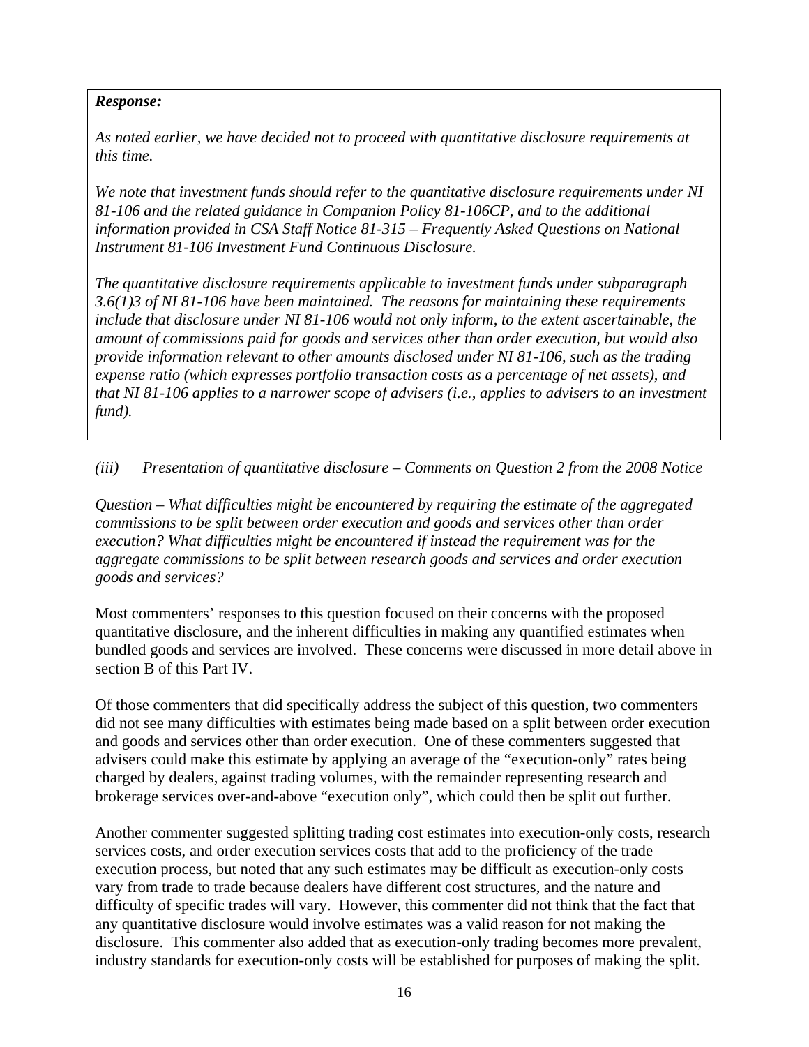***Response:***

*As noted earlier, we have decided not to proceed with quantitative disclosure requirements at this time.*

*We note that investment funds should refer to the quantitative disclosure requirements under NI 81-106 and the related guidance in Companion Policy 81-106CP, and to the additional information provided in CSA Staff Notice 81-315 – Frequently Asked Questions on National Instrument 81-106 Investment Fund Continuous Disclosure.*

*The quantitative disclosure requirements applicable to investment funds under subparagraph 3.6(1)3 of NI 81-106 have been maintained. The reasons for maintaining these requirements include that disclosure under NI 81-106 would not only inform, to the extent ascertainable, the amount of commissions paid for goods and services other than order execution, but would also provide information relevant to other amounts disclosed under NI 81-106, such as the trading expense ratio (which expresses portfolio transaction costs as a percentage of net assets), and that NI 81-106 applies to a narrower scope of advisers (i.e., applies to advisers to an investment fund).*

*(iii) Presentation of quantitative disclosure – Comments on Question 2 from the 2008 Notice*

*Question – What difficulties might be encountered by requiring the estimate of the aggregated commissions to be split between order execution and goods and services other than order execution? What difficulties might be encountered if instead the requirement was for the aggregate commissions to be split between research goods and services and order execution goods and services?*

Most commenters' responses to this question focused on their concerns with the proposed quantitative disclosure, and the inherent difficulties in making any quantified estimates when bundled goods and services are involved. These concerns were discussed in more detail above in section B of this Part IV.

Of those commenters that did specifically address the subject of this question, two commenters did not see many difficulties with estimates being made based on a split between order execution and goods and services other than order execution. One of these commenters suggested that advisers could make this estimate by applying an average of the "execution-only" rates being charged by dealers, against trading volumes, with the remainder representing research and brokerage services over-and-above "execution only", which could then be split out further.

Another commenter suggested splitting trading cost estimates into execution-only costs, research services costs, and order execution services costs that add to the proficiency of the trade execution process, but noted that any such estimates may be difficult as execution-only costs vary from trade to trade because dealers have different cost structures, and the nature and difficulty of specific trades will vary. However, this commenter did not think that the fact that any quantitative disclosure would involve estimates was a valid reason for not making the disclosure. This commenter also added that as execution-only trading becomes more prevalent, industry standards for execution-only costs will be established for purposes of making the split.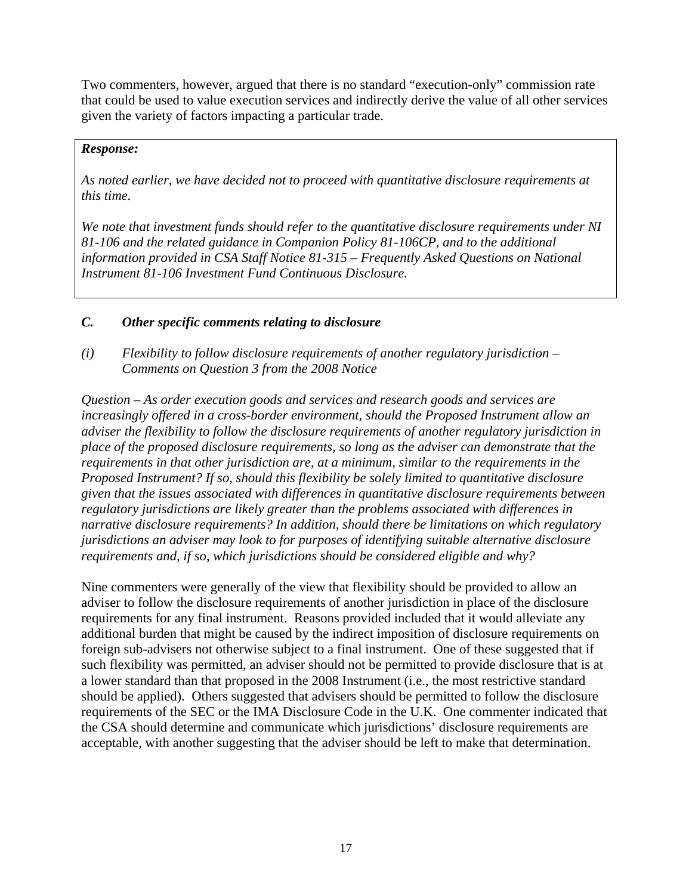Two commenters, however, argued that there is no standard "execution-only" commission rate that could be used to value execution services and indirectly derive the value of all other services given the variety of factors impacting a particular trade.

> ***Response:***
>
> *As noted earlier, we have decided not to proceed with quantitative disclosure requirements at this time.*
>
> *We note that investment funds should refer to the quantitative disclosure requirements under NI 81-106 and the related guidance in Companion Policy 81-106CP, and to the additional information provided in CSA Staff Notice 81-315 – Frequently Asked Questions on National Instrument 81-106 Investment Fund Continuous Disclosure.*

### *C. Other specific comments relating to disclosure*

#### *(i) Flexibility to follow disclosure requirements of another regulatory jurisdiction – Comments on Question 3 from the 2008 Notice*

*Question – As order execution goods and services and research goods and services are increasingly offered in a cross-border environment, should the Proposed Instrument allow an adviser the flexibility to follow the disclosure requirements of another regulatory jurisdiction in place of the proposed disclosure requirements, so long as the adviser can demonstrate that the requirements in that other jurisdiction are, at a minimum, similar to the requirements in the Proposed Instrument? If so, should this flexibility be solely limited to quantitative disclosure given that the issues associated with differences in quantitative disclosure requirements between regulatory jurisdictions are likely greater than the problems associated with differences in narrative disclosure requirements? In addition, should there be limitations on which regulatory jurisdictions an adviser may look to for purposes of identifying suitable alternative disclosure requirements and, if so, which jurisdictions should be considered eligible and why?*

Nine commenters were generally of the view that flexibility should be provided to allow an adviser to follow the disclosure requirements of another jurisdiction in place of the disclosure requirements for any final instrument. Reasons provided included that it would alleviate any additional burden that might be caused by the indirect imposition of disclosure requirements on foreign sub-advisers not otherwise subject to a final instrument. One of these suggested that if such flexibility was permitted, an adviser should not be permitted to provide disclosure that is at a lower standard than that proposed in the 2008 Instrument (i.e., the most restrictive standard should be applied). Others suggested that advisers should be permitted to follow the disclosure requirements of the SEC or the IMA Disclosure Code in the U.K. One commenter indicated that the CSA should determine and communicate which jurisdictions' disclosure requirements are acceptable, with another suggesting that the adviser should be left to make that determination.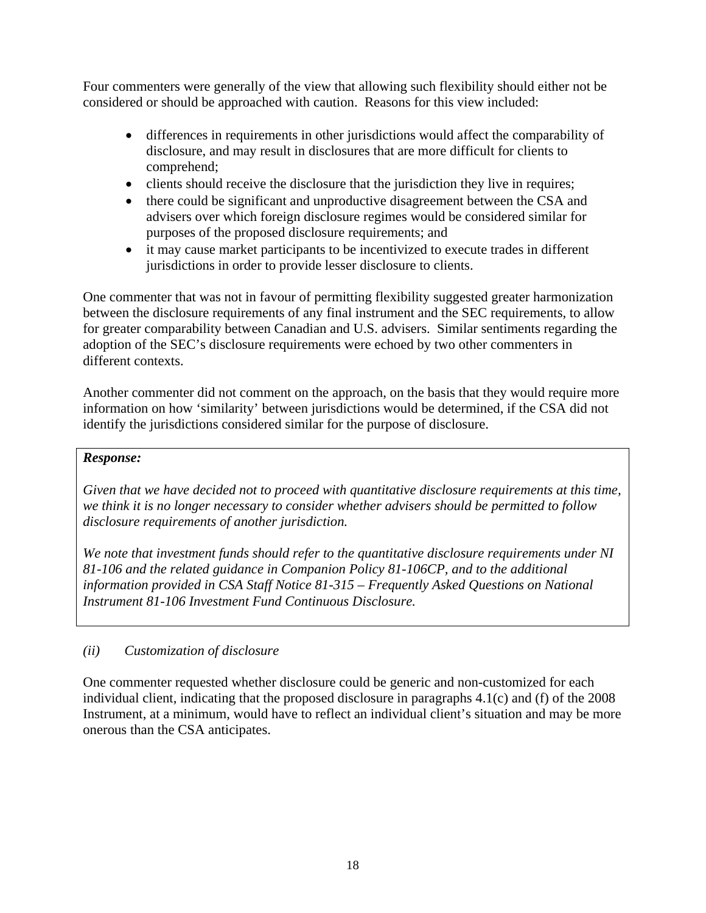Four commenters were generally of the view that allowing such flexibility should either not be considered or should be approached with caution. Reasons for this view included:

- differences in requirements in other jurisdictions would affect the comparability of disclosure, and may result in disclosures that are more difficult for clients to comprehend;
- clients should receive the disclosure that the jurisdiction they live in requires;
- there could be significant and unproductive disagreement between the CSA and advisers over which foreign disclosure regimes would be considered similar for purposes of the proposed disclosure requirements; and
- it may cause market participants to be incentivized to execute trades in different jurisdictions in order to provide lesser disclosure to clients.

One commenter that was not in favour of permitting flexibility suggested greater harmonization between the disclosure requirements of any final instrument and the SEC requirements, to allow for greater comparability between Canadian and U.S. advisers. Similar sentiments regarding the adoption of the SEC's disclosure requirements were echoed by two other commenters in different contexts.

Another commenter did not comment on the approach, on the basis that they would require more information on how 'similarity' between jurisdictions would be determined, if the CSA did not identify the jurisdictions considered similar for the purpose of disclosure.

***Response:***

*Given that we have decided not to proceed with quantitative disclosure requirements at this time, we think it is no longer necessary to consider whether advisers should be permitted to follow disclosure requirements of another jurisdiction.*

*We note that investment funds should refer to the quantitative disclosure requirements under NI 81-106 and the related guidance in Companion Policy 81-106CP, and to the additional information provided in CSA Staff Notice 81-315 – Frequently Asked Questions on National Instrument 81-106 Investment Fund Continuous Disclosure.*

*(ii) Customization of disclosure*

One commenter requested whether disclosure could be generic and non-customized for each individual client, indicating that the proposed disclosure in paragraphs 4.1(c) and (f) of the 2008 Instrument, at a minimum, would have to reflect an individual client's situation and may be more onerous than the CSA anticipates.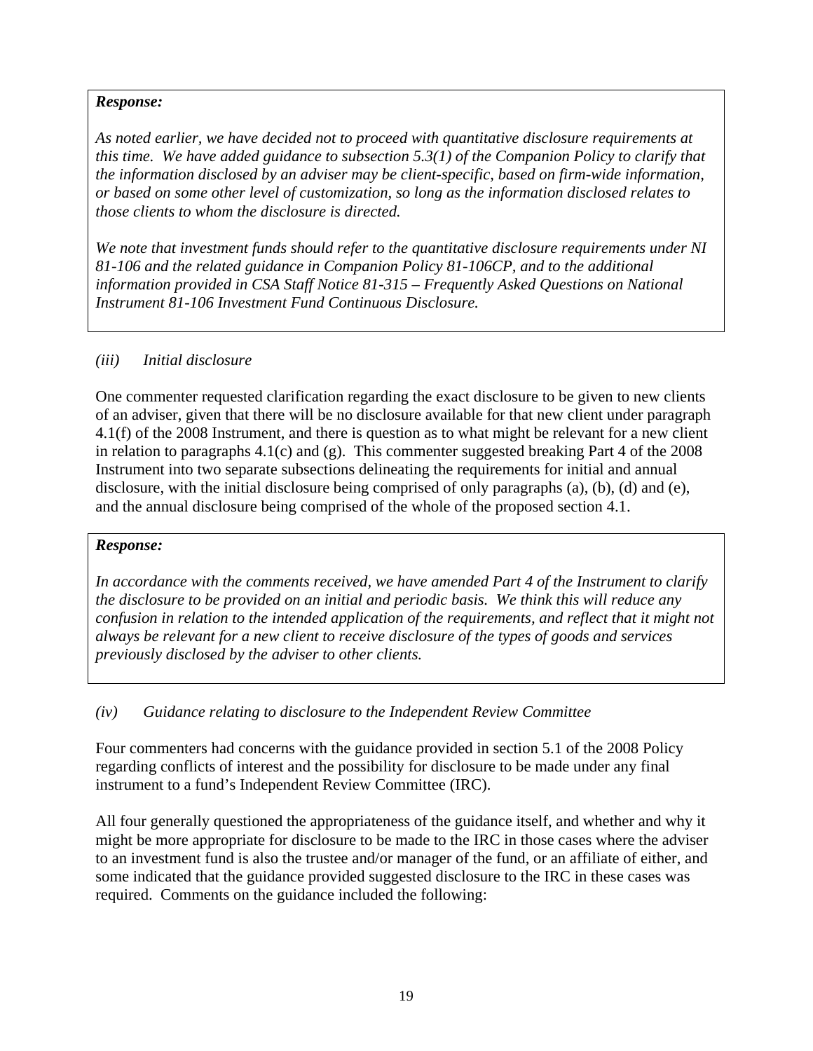***Response:***

*As noted earlier, we have decided not to proceed with quantitative disclosure requirements at this time. We have added guidance to subsection 5.3(1) of the Companion Policy to clarify that the information disclosed by an adviser may be client-specific, based on firm-wide information, or based on some other level of customization, so long as the information disclosed relates to those clients to whom the disclosure is directed.*

*We note that investment funds should refer to the quantitative disclosure requirements under NI 81-106 and the related guidance in Companion Policy 81-106CP, and to the additional information provided in CSA Staff Notice 81-315 – Frequently Asked Questions on National Instrument 81-106 Investment Fund Continuous Disclosure.*

*(iii) Initial disclosure*

One commenter requested clarification regarding the exact disclosure to be given to new clients of an adviser, given that there will be no disclosure available for that new client under paragraph 4.1(f) of the 2008 Instrument, and there is question as to what might be relevant for a new client in relation to paragraphs 4.1(c) and (g). This commenter suggested breaking Part 4 of the 2008 Instrument into two separate subsections delineating the requirements for initial and annual disclosure, with the initial disclosure being comprised of only paragraphs (a), (b), (d) and (e), and the annual disclosure being comprised of the whole of the proposed section 4.1.

***Response:***

*In accordance with the comments received, we have amended Part 4 of the Instrument to clarify the disclosure to be provided on an initial and periodic basis. We think this will reduce any confusion in relation to the intended application of the requirements, and reflect that it might not always be relevant for a new client to receive disclosure of the types of goods and services previously disclosed by the adviser to other clients.*

*(iv) Guidance relating to disclosure to the Independent Review Committee*

Four commenters had concerns with the guidance provided in section 5.1 of the 2008 Policy regarding conflicts of interest and the possibility for disclosure to be made under any final instrument to a fund's Independent Review Committee (IRC).

All four generally questioned the appropriateness of the guidance itself, and whether and why it might be more appropriate for disclosure to be made to the IRC in those cases where the adviser to an investment fund is also the trustee and/or manager of the fund, or an affiliate of either, and some indicated that the guidance provided suggested disclosure to the IRC in these cases was required. Comments on the guidance included the following: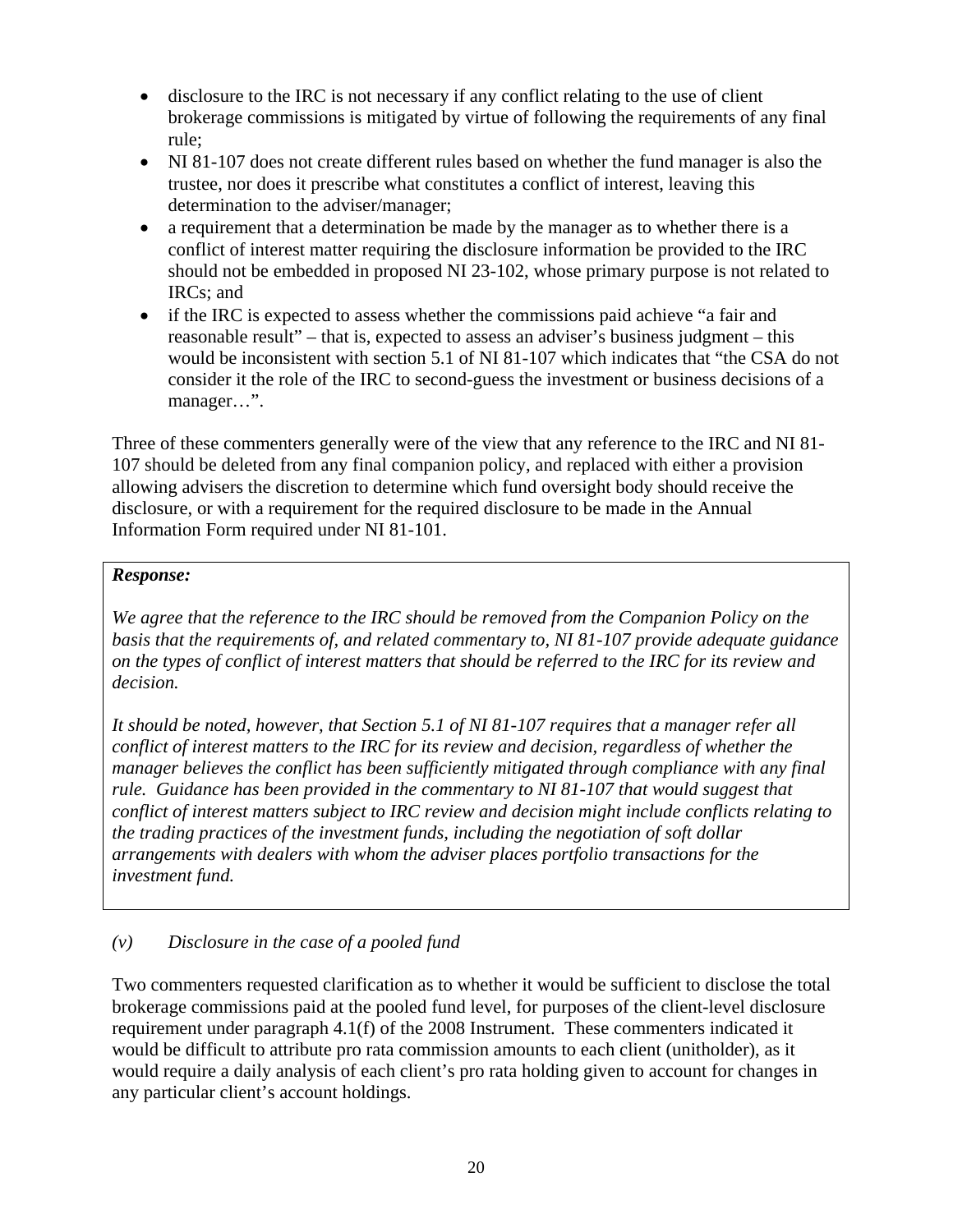- disclosure to the IRC is not necessary if any conflict relating to the use of client brokerage commissions is mitigated by virtue of following the requirements of any final rule;
- NI 81-107 does not create different rules based on whether the fund manager is also the trustee, nor does it prescribe what constitutes a conflict of interest, leaving this determination to the adviser/manager;
- a requirement that a determination be made by the manager as to whether there is a conflict of interest matter requiring the disclosure information be provided to the IRC should not be embedded in proposed NI 23-102, whose primary purpose is not related to IRCs; and
- if the IRC is expected to assess whether the commissions paid achieve "a fair and reasonable result" – that is, expected to assess an adviser's business judgment – this would be inconsistent with section 5.1 of NI 81-107 which indicates that "the CSA do not consider it the role of the IRC to second-guess the investment or business decisions of a manager…".

Three of these commenters generally were of the view that any reference to the IRC and NI 81-107 should be deleted from any final companion policy, and replaced with either a provision allowing advisers the discretion to determine which fund oversight body should receive the disclosure, or with a requirement for the required disclosure to be made in the Annual Information Form required under NI 81-101.

> ***Response:***
>
> *We agree that the reference to the IRC should be removed from the Companion Policy on the basis that the requirements of, and related commentary to, NI 81-107 provide adequate guidance on the types of conflict of interest matters that should be referred to the IRC for its review and decision.*
>
> *It should be noted, however, that Section 5.1 of NI 81-107 requires that a manager refer all conflict of interest matters to the IRC for its review and decision, regardless of whether the manager believes the conflict has been sufficiently mitigated through compliance with any final rule. Guidance has been provided in the commentary to NI 81-107 that would suggest that conflict of interest matters subject to IRC review and decision might include conflicts relating to the trading practices of the investment funds, including the negotiation of soft dollar arrangements with dealers with whom the adviser places portfolio transactions for the investment fund.*

*(v) Disclosure in the case of a pooled fund*

Two commenters requested clarification as to whether it would be sufficient to disclose the total brokerage commissions paid at the pooled fund level, for purposes of the client-level disclosure requirement under paragraph 4.1(f) of the 2008 Instrument. These commenters indicated it would be difficult to attribute pro rata commission amounts to each client (unitholder), as it would require a daily analysis of each client's pro rata holding given to account for changes in any particular client's account holdings.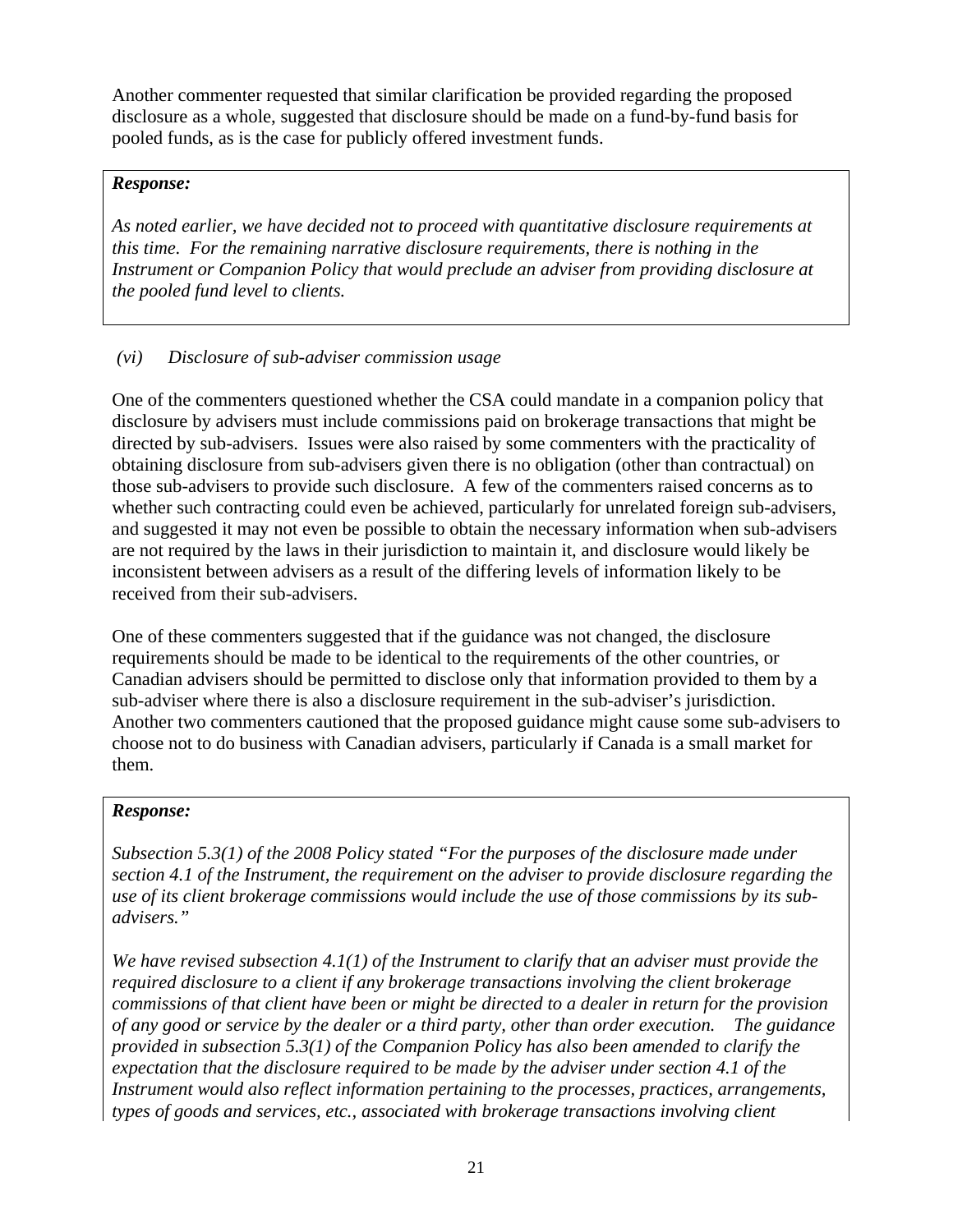Another commenter requested that similar clarification be provided regarding the proposed disclosure as a whole, suggested that disclosure should be made on a fund-by-fund basis for pooled funds, as is the case for publicly offered investment funds.

> ***Response:***
>
> *As noted earlier, we have decided not to proceed with quantitative disclosure requirements at this time. For the remaining narrative disclosure requirements, there is nothing in the Instrument or Companion Policy that would preclude an adviser from providing disclosure at the pooled fund level to clients.*

*(vi) Disclosure of sub-adviser commission usage*

One of the commenters questioned whether the CSA could mandate in a companion policy that disclosure by advisers must include commissions paid on brokerage transactions that might be directed by sub-advisers. Issues were also raised by some commenters with the practicality of obtaining disclosure from sub-advisers given there is no obligation (other than contractual) on those sub-advisers to provide such disclosure. A few of the commenters raised concerns as to whether such contracting could even be achieved, particularly for unrelated foreign sub-advisers, and suggested it may not even be possible to obtain the necessary information when sub-advisers are not required by the laws in their jurisdiction to maintain it, and disclosure would likely be inconsistent between advisers as a result of the differing levels of information likely to be received from their sub-advisers.

One of these commenters suggested that if the guidance was not changed, the disclosure requirements should be made to be identical to the requirements of the other countries, or Canadian advisers should be permitted to disclose only that information provided to them by a sub-adviser where there is also a disclosure requirement in the sub-adviser's jurisdiction. Another two commenters cautioned that the proposed guidance might cause some sub-advisers to choose not to do business with Canadian advisers, particularly if Canada is a small market for them.

> ***Response:***
>
> *Subsection 5.3(1) of the 2008 Policy stated "For the purposes of the disclosure made under section 4.1 of the Instrument, the requirement on the adviser to provide disclosure regarding the use of its client brokerage commissions would include the use of those commissions by its sub-advisers."*
>
> *We have revised subsection 4.1(1) of the Instrument to clarify that an adviser must provide the required disclosure to a client if any brokerage transactions involving the client brokerage commissions of that client have been or might be directed to a dealer in return for the provision of any good or service by the dealer or a third party, other than order execution. The guidance provided in subsection 5.3(1) of the Companion Policy has also been amended to clarify the expectation that the disclosure required to be made by the adviser under section 4.1 of the Instrument would also reflect information pertaining to the processes, practices, arrangements, types of goods and services, etc., associated with brokerage transactions involving client*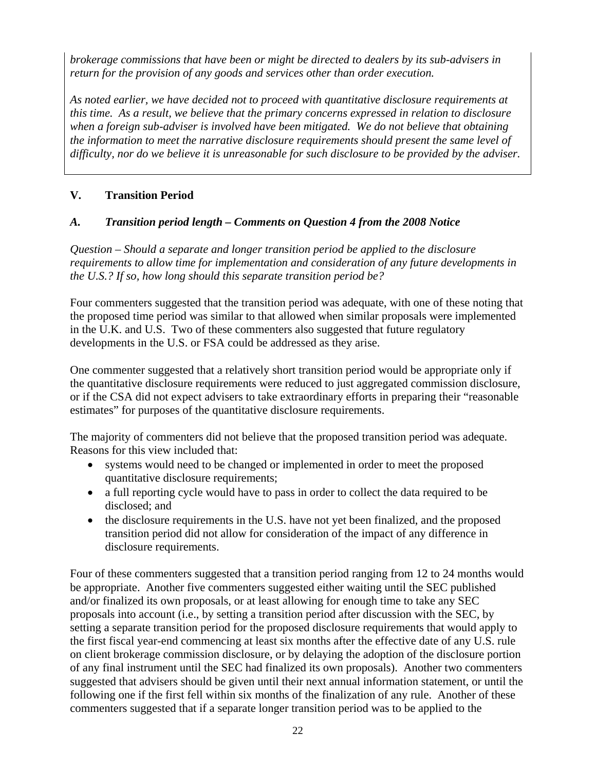*brokerage commissions that have been or might be directed to dealers by its sub-advisers in return for the provision of any goods and services other than order execution.*

*As noted earlier, we have decided not to proceed with quantitative disclosure requirements at this time. As a result, we believe that the primary concerns expressed in relation to disclosure when a foreign sub-adviser is involved have been mitigated. We do not believe that obtaining the information to meet the narrative disclosure requirements should present the same level of difficulty, nor do we believe it is unreasonable for such disclosure to be provided by the adviser.*

## V. Transition Period

### *A. Transition period length – Comments on Question 4 from the 2008 Notice*

*Question – Should a separate and longer transition period be applied to the disclosure requirements to allow time for implementation and consideration of any future developments in the U.S.? If so, how long should this separate transition period be?*

Four commenters suggested that the transition period was adequate, with one of these noting that the proposed time period was similar to that allowed when similar proposals were implemented in the U.K. and U.S. Two of these commenters also suggested that future regulatory developments in the U.S. or FSA could be addressed as they arise.

One commenter suggested that a relatively short transition period would be appropriate only if the quantitative disclosure requirements were reduced to just aggregated commission disclosure, or if the CSA did not expect advisers to take extraordinary efforts in preparing their "reasonable estimates" for purposes of the quantitative disclosure requirements.

The majority of commenters did not believe that the proposed transition period was adequate. Reasons for this view included that:

- systems would need to be changed or implemented in order to meet the proposed quantitative disclosure requirements;
- a full reporting cycle would have to pass in order to collect the data required to be disclosed; and
- the disclosure requirements in the U.S. have not yet been finalized, and the proposed transition period did not allow for consideration of the impact of any difference in disclosure requirements.

Four of these commenters suggested that a transition period ranging from 12 to 24 months would be appropriate. Another five commenters suggested either waiting until the SEC published and/or finalized its own proposals, or at least allowing for enough time to take any SEC proposals into account (i.e., by setting a transition period after discussion with the SEC, by setting a separate transition period for the proposed disclosure requirements that would apply to the first fiscal year-end commencing at least six months after the effective date of any U.S. rule on client brokerage commission disclosure, or by delaying the adoption of the disclosure portion of any final instrument until the SEC had finalized its own proposals). Another two commenters suggested that advisers should be given until their next annual information statement, or until the following one if the first fell within six months of the finalization of any rule. Another of these commenters suggested that if a separate longer transition period was to be applied to the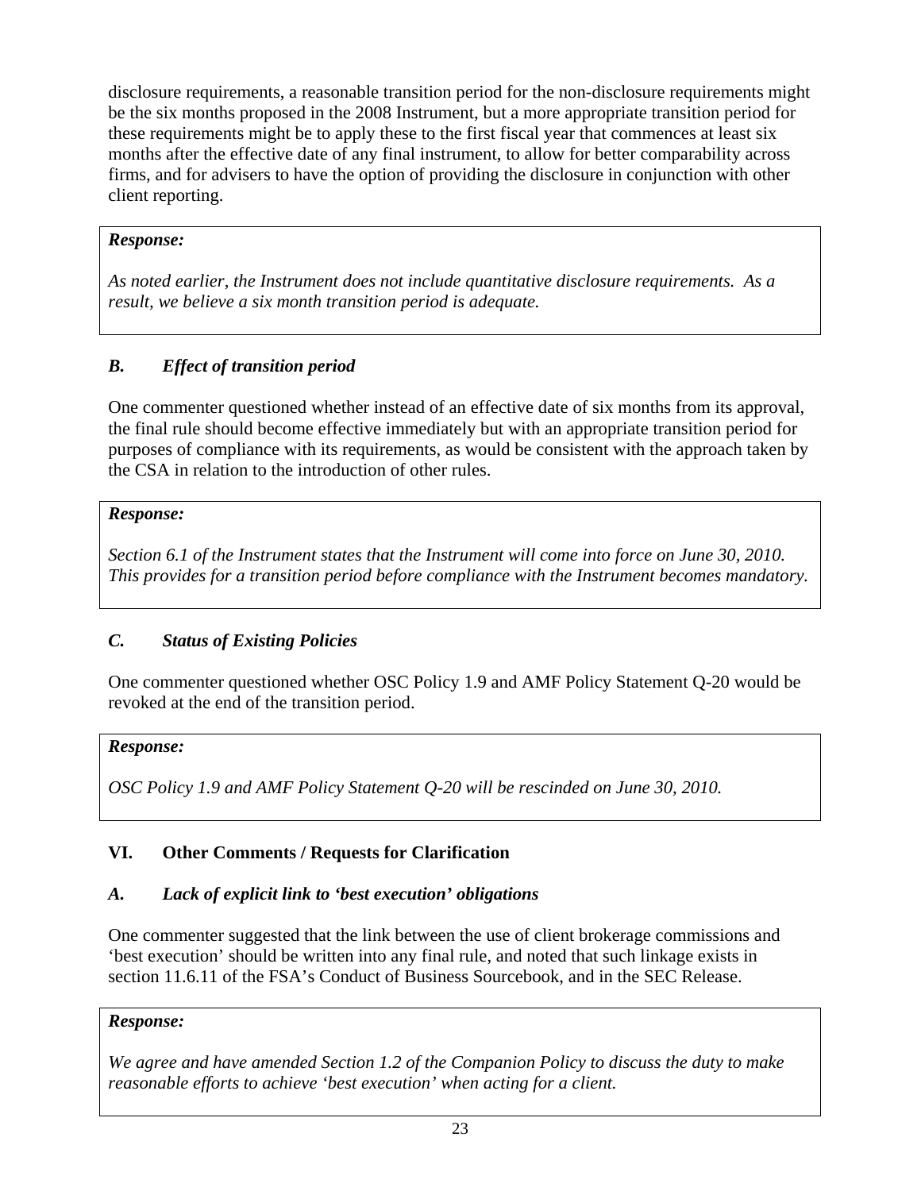disclosure requirements, a reasonable transition period for the non-disclosure requirements might be the six months proposed in the 2008 Instrument, but a more appropriate transition period for these requirements might be to apply these to the first fiscal year that commences at least six months after the effective date of any final instrument, to allow for better comparability across firms, and for advisers to have the option of providing the disclosure in conjunction with other client reporting.

***Response:***

*As noted earlier, the Instrument does not include quantitative disclosure requirements. As a result, we believe a six month transition period is adequate.*

### *B. Effect of transition period*

One commenter questioned whether instead of an effective date of six months from its approval, the final rule should become effective immediately but with an appropriate transition period for purposes of compliance with its requirements, as would be consistent with the approach taken by the CSA in relation to the introduction of other rules.

***Response:***

*Section 6.1 of the Instrument states that the Instrument will come into force on June 30, 2010. This provides for a transition period before compliance with the Instrument becomes mandatory.*

### *C. Status of Existing Policies*

One commenter questioned whether OSC Policy 1.9 and AMF Policy Statement Q-20 would be revoked at the end of the transition period.

***Response:***

*OSC Policy 1.9 and AMF Policy Statement Q-20 will be rescinded on June 30, 2010.*

## VI. Other Comments / Requests for Clarification

### *A. Lack of explicit link to 'best execution' obligations*

One commenter suggested that the link between the use of client brokerage commissions and 'best execution' should be written into any final rule, and noted that such linkage exists in section 11.6.11 of the FSA's Conduct of Business Sourcebook, and in the SEC Release.

***Response:***

*We agree and have amended Section 1.2 of the Companion Policy to discuss the duty to make reasonable efforts to achieve 'best execution' when acting for a client.*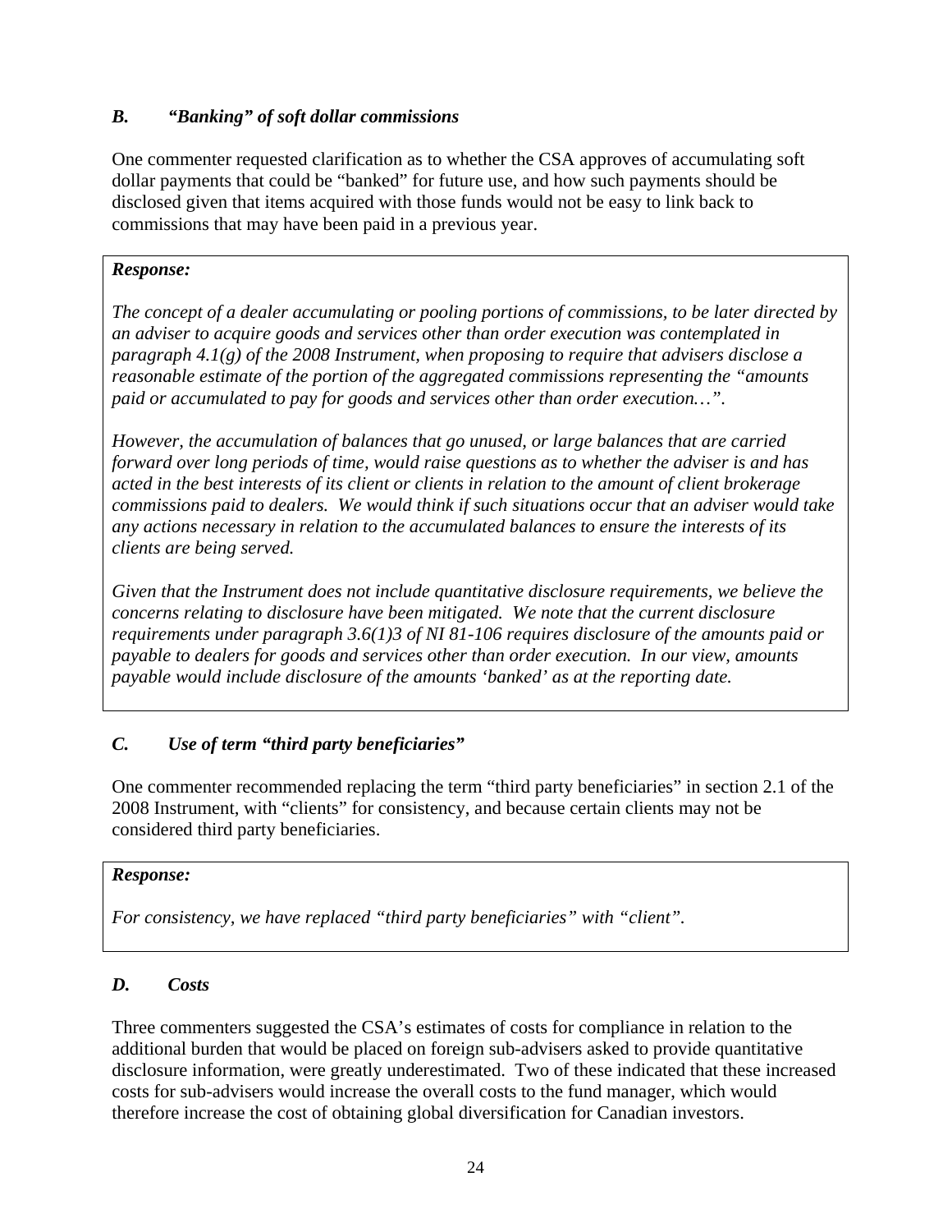### *B. "Banking" of soft dollar commissions*

One commenter requested clarification as to whether the CSA approves of accumulating soft dollar payments that could be "banked" for future use, and how such payments should be disclosed given that items acquired with those funds would not be easy to link back to commissions that may have been paid in a previous year.

> ***Response:***
>
> *The concept of a dealer accumulating or pooling portions of commissions, to be later directed by an adviser to acquire goods and services other than order execution was contemplated in paragraph 4.1(g) of the 2008 Instrument, when proposing to require that advisers disclose a reasonable estimate of the portion of the aggregated commissions representing the "amounts paid or accumulated to pay for goods and services other than order execution…".*
>
> *However, the accumulation of balances that go unused, or large balances that are carried forward over long periods of time, would raise questions as to whether the adviser is and has acted in the best interests of its client or clients in relation to the amount of client brokerage commissions paid to dealers. We would think if such situations occur that an adviser would take any actions necessary in relation to the accumulated balances to ensure the interests of its clients are being served.*
>
> *Given that the Instrument does not include quantitative disclosure requirements, we believe the concerns relating to disclosure have been mitigated. We note that the current disclosure requirements under paragraph 3.6(1)3 of NI 81-106 requires disclosure of the amounts paid or payable to dealers for goods and services other than order execution. In our view, amounts payable would include disclosure of the amounts 'banked' as at the reporting date.*

### *C. Use of term "third party beneficiaries"*

One commenter recommended replacing the term "third party beneficiaries" in section 2.1 of the 2008 Instrument, with "clients" for consistency, and because certain clients may not be considered third party beneficiaries.

> ***Response:***
>
> *For consistency, we have replaced "third party beneficiaries" with "client".*

### *D. Costs*

Three commenters suggested the CSA's estimates of costs for compliance in relation to the additional burden that would be placed on foreign sub-advisers asked to provide quantitative disclosure information, were greatly underestimated. Two of these indicated that these increased costs for sub-advisers would increase the overall costs to the fund manager, which would therefore increase the cost of obtaining global diversification for Canadian investors.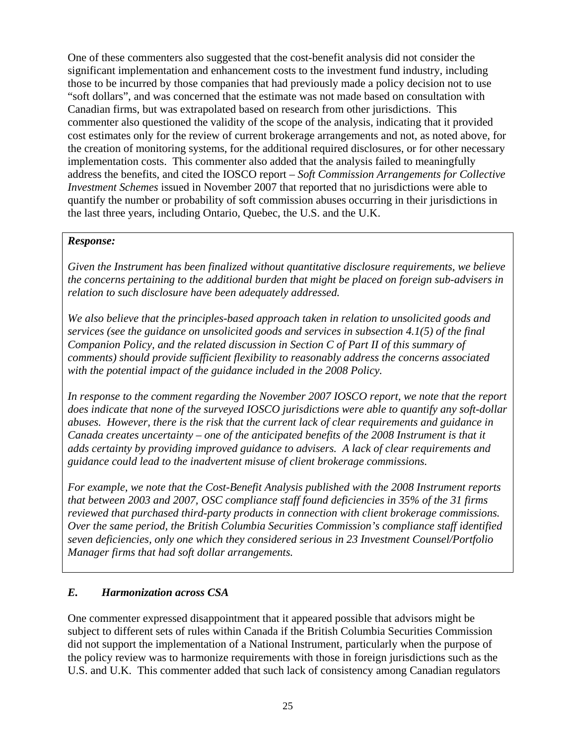One of these commenters also suggested that the cost-benefit analysis did not consider the significant implementation and enhancement costs to the investment fund industry, including those to be incurred by those companies that had previously made a policy decision not to use "soft dollars", and was concerned that the estimate was not made based on consultation with Canadian firms, but was extrapolated based on research from other jurisdictions. This commenter also questioned the validity of the scope of the analysis, indicating that it provided cost estimates only for the review of current brokerage arrangements and not, as noted above, for the creation of monitoring systems, for the additional required disclosures, or for other necessary implementation costs. This commenter also added that the analysis failed to meaningfully address the benefits, and cited the IOSCO report – *Soft Commission Arrangements for Collective Investment Schemes* issued in November 2007 that reported that no jurisdictions were able to quantify the number or probability of soft commission abuses occurring in their jurisdictions in the last three years, including Ontario, Quebec, the U.S. and the U.K.

***Response:***

*Given the Instrument has been finalized without quantitative disclosure requirements, we believe the concerns pertaining to the additional burden that might be placed on foreign sub-advisers in relation to such disclosure have been adequately addressed.*

*We also believe that the principles-based approach taken in relation to unsolicited goods and services (see the guidance on unsolicited goods and services in subsection 4.1(5) of the final Companion Policy, and the related discussion in Section C of Part II of this summary of comments) should provide sufficient flexibility to reasonably address the concerns associated with the potential impact of the guidance included in the 2008 Policy.*

*In response to the comment regarding the November 2007 IOSCO report, we note that the report does indicate that none of the surveyed IOSCO jurisdictions were able to quantify any soft-dollar abuses. However, there is the risk that the current lack of clear requirements and guidance in Canada creates uncertainty – one of the anticipated benefits of the 2008 Instrument is that it adds certainty by providing improved guidance to advisers. A lack of clear requirements and guidance could lead to the inadvertent misuse of client brokerage commissions.*

*For example, we note that the Cost-Benefit Analysis published with the 2008 Instrument reports that between 2003 and 2007, OSC compliance staff found deficiencies in 35% of the 31 firms reviewed that purchased third-party products in connection with client brokerage commissions. Over the same period, the British Columbia Securities Commission's compliance staff identified seven deficiencies, only one which they considered serious in 23 Investment Counsel/Portfolio Manager firms that had soft dollar arrangements.*

### *E. Harmonization across CSA*

One commenter expressed disappointment that it appeared possible that advisors might be subject to different sets of rules within Canada if the British Columbia Securities Commission did not support the implementation of a National Instrument, particularly when the purpose of the policy review was to harmonize requirements with those in foreign jurisdictions such as the U.S. and U.K. This commenter added that such lack of consistency among Canadian regulators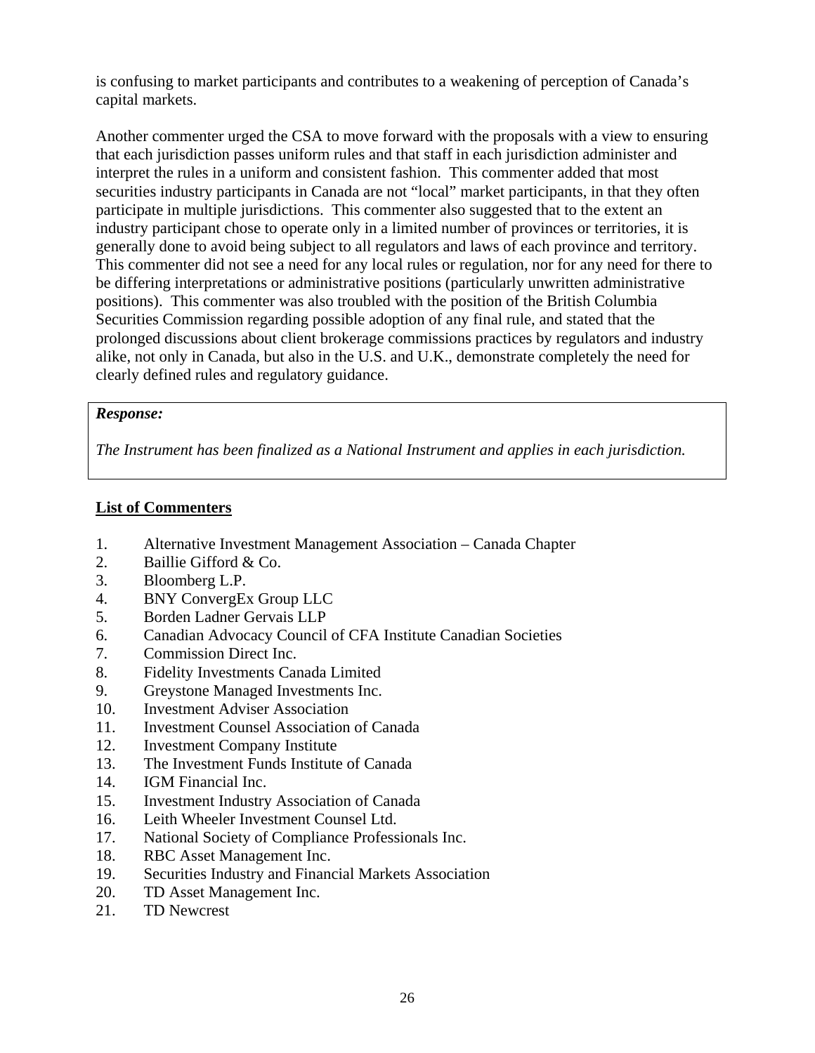is confusing to market participants and contributes to a weakening of perception of Canada's capital markets.

Another commenter urged the CSA to move forward with the proposals with a view to ensuring that each jurisdiction passes uniform rules and that staff in each jurisdiction administer and interpret the rules in a uniform and consistent fashion. This commenter added that most securities industry participants in Canada are not "local" market participants, in that they often participate in multiple jurisdictions. This commenter also suggested that to the extent an industry participant chose to operate only in a limited number of provinces or territories, it is generally done to avoid being subject to all regulators and laws of each province and territory. This commenter did not see a need for any local rules or regulation, nor for any need for there to be differing interpretations or administrative positions (particularly unwritten administrative positions). This commenter was also troubled with the position of the British Columbia Securities Commission regarding possible adoption of any final rule, and stated that the prolonged discussions about client brokerage commissions practices by regulators and industry alike, not only in Canada, but also in the U.S. and U.K., demonstrate completely the need for clearly defined rules and regulatory guidance.

***Response:***

*The Instrument has been finalized as a National Instrument and applies in each jurisdiction.*

**List of Commenters**

1. Alternative Investment Management Association – Canada Chapter
2. Baillie Gifford & Co.
3. Bloomberg L.P.
4. BNY ConvergEx Group LLC
5. Borden Ladner Gervais LLP
6. Canadian Advocacy Council of CFA Institute Canadian Societies
7. Commission Direct Inc.
8. Fidelity Investments Canada Limited
9. Greystone Managed Investments Inc.
10. Investment Adviser Association
11. Investment Counsel Association of Canada
12. Investment Company Institute
13. The Investment Funds Institute of Canada
14. IGM Financial Inc.
15. Investment Industry Association of Canada
16. Leith Wheeler Investment Counsel Ltd.
17. National Society of Compliance Professionals Inc.
18. RBC Asset Management Inc.
19. Securities Industry and Financial Markets Association
20. TD Asset Management Inc.
21. TD Newcrest